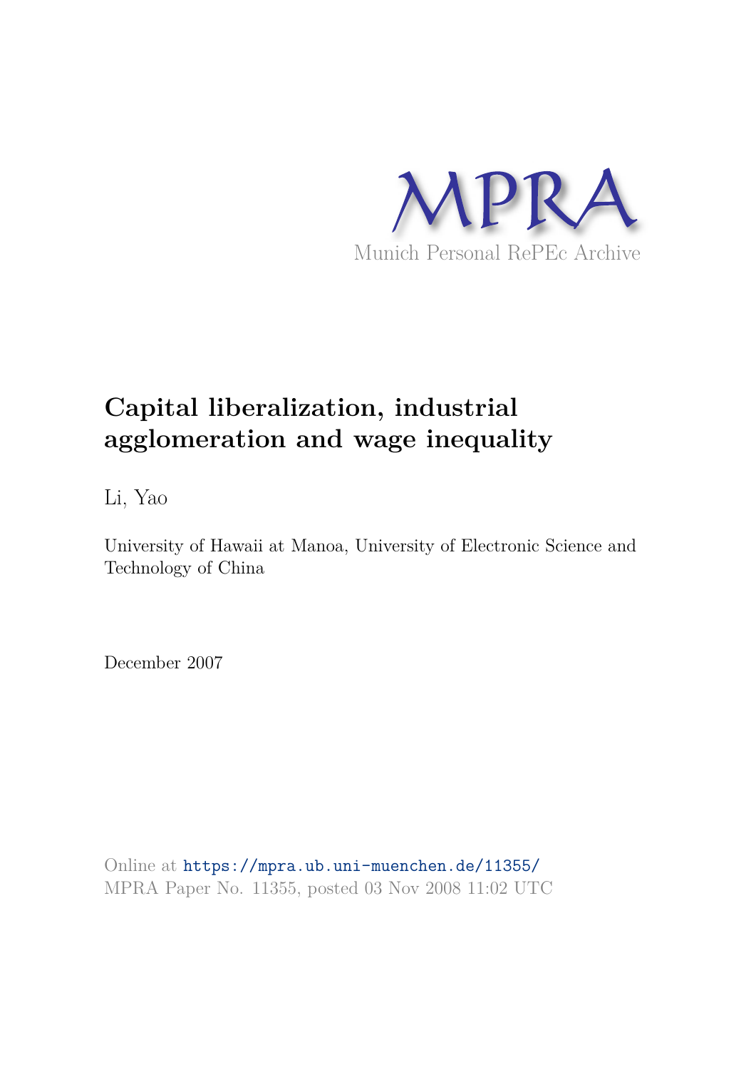MPRA

Munich Personal RePEc Archive

# Capital liberalization, industrial agglomeration and wage inequality

Li, Yao

University of Hawaii at Manoa, University of Electronic Science and Technology of China

December 2007

Online at https://mpra.ub.uni-muenchen.de/11355/
MPRA Paper No. 11355, posted 03 Nov 2008 11:02 UTC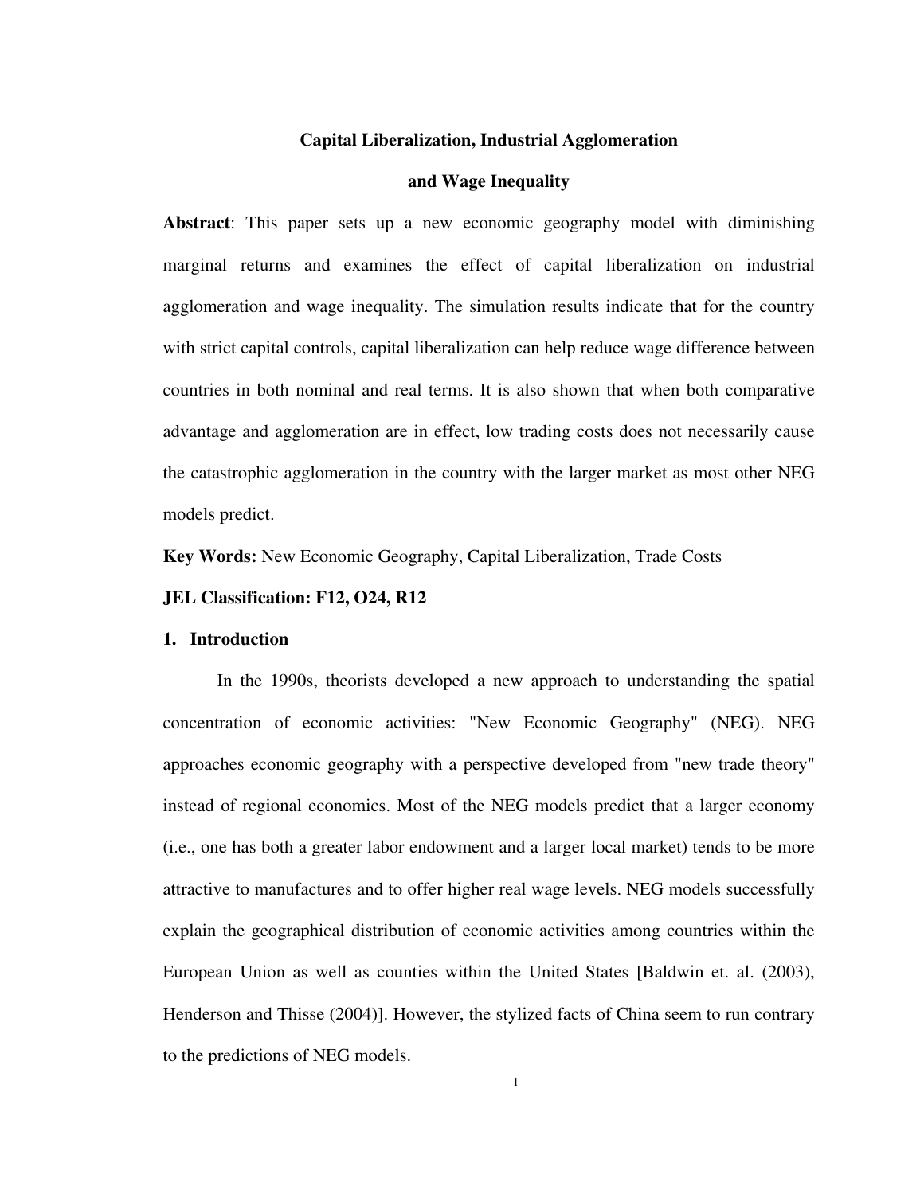**Capital Liberalization, Industrial Agglomeration**

**and Wage Inequality**

**Abstract**: This paper sets up a new economic geography model with diminishing marginal returns and examines the effect of capital liberalization on industrial agglomeration and wage inequality. The simulation results indicate that for the country with strict capital controls, capital liberalization can help reduce wage difference between countries in both nominal and real terms. It is also shown that when both comparative advantage and agglomeration are in effect, low trading costs does not necessarily cause the catastrophic agglomeration in the country with the larger market as most other NEG models predict.

**Key Words:** New Economic Geography, Capital Liberalization, Trade Costs

**JEL Classification: F12, O24, R12**

## 1. Introduction

In the 1990s, theorists developed a new approach to understanding the spatial concentration of economic activities: "New Economic Geography" (NEG). NEG approaches economic geography with a perspective developed from "new trade theory" instead of regional economics. Most of the NEG models predict that a larger economy (i.e., one has both a greater labor endowment and a larger local market) tends to be more attractive to manufactures and to offer higher real wage levels. NEG models successfully explain the geographical distribution of economic activities among countries within the European Union as well as counties within the United States [Baldwin et. al. (2003), Henderson and Thisse (2004)]. However, the stylized facts of China seem to run contrary to the predictions of NEG models.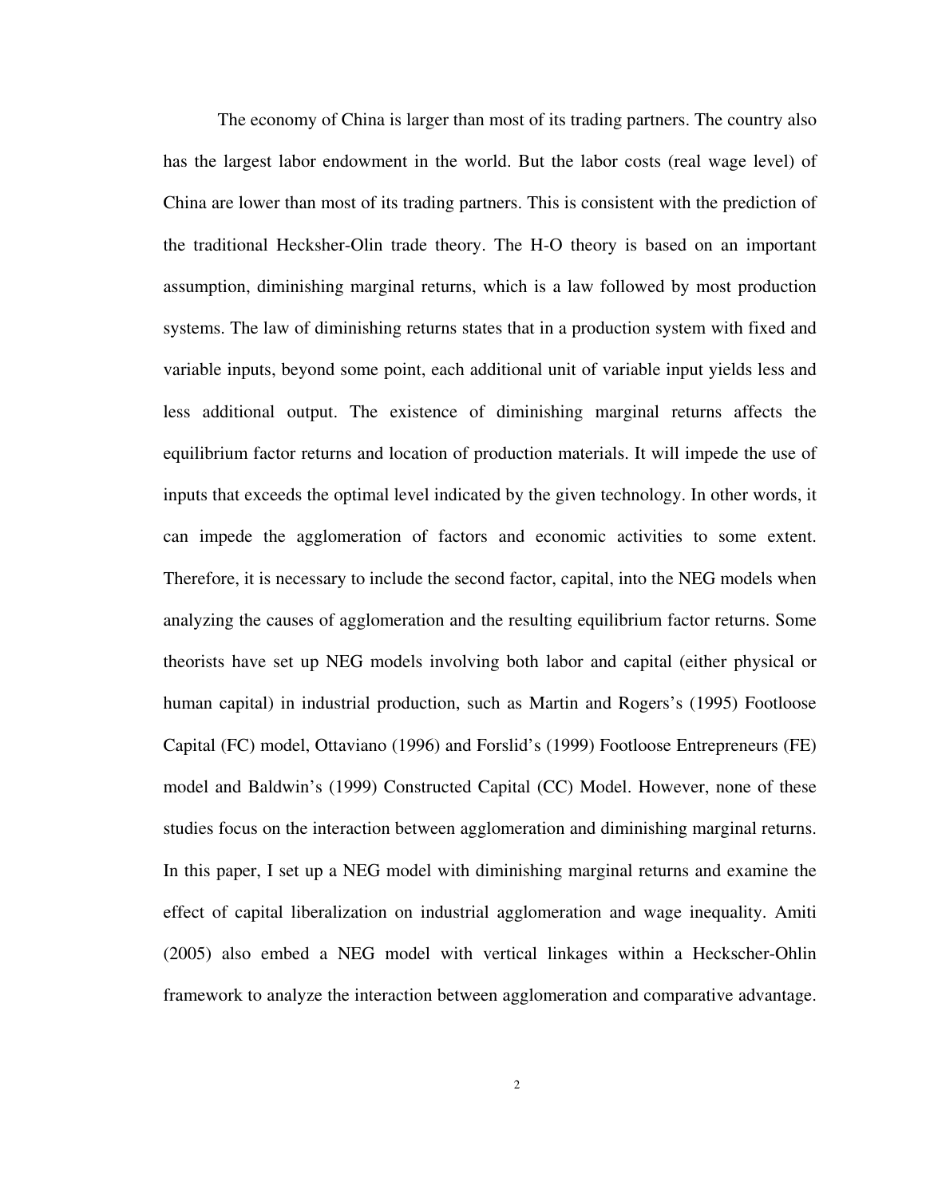The economy of China is larger than most of its trading partners. The country also has the largest labor endowment in the world. But the labor costs (real wage level) of China are lower than most of its trading partners. This is consistent with the prediction of the traditional Hecksher-Olin trade theory. The H-O theory is based on an important assumption, diminishing marginal returns, which is a law followed by most production systems. The law of diminishing returns states that in a production system with fixed and variable inputs, beyond some point, each additional unit of variable input yields less and less additional output. The existence of diminishing marginal returns affects the equilibrium factor returns and location of production materials. It will impede the use of inputs that exceeds the optimal level indicated by the given technology. In other words, it can impede the agglomeration of factors and economic activities to some extent. Therefore, it is necessary to include the second factor, capital, into the NEG models when analyzing the causes of agglomeration and the resulting equilibrium factor returns. Some theorists have set up NEG models involving both labor and capital (either physical or human capital) in industrial production, such as Martin and Rogers's (1995) Footloose Capital (FC) model, Ottaviano (1996) and Forslid's (1999) Footloose Entrepreneurs (FE) model and Baldwin's (1999) Constructed Capital (CC) Model. However, none of these studies focus on the interaction between agglomeration and diminishing marginal returns. In this paper, I set up a NEG model with diminishing marginal returns and examine the effect of capital liberalization on industrial agglomeration and wage inequality. Amiti (2005) also embed a NEG model with vertical linkages within a Heckscher-Ohlin framework to analyze the interaction between agglomeration and comparative advantage.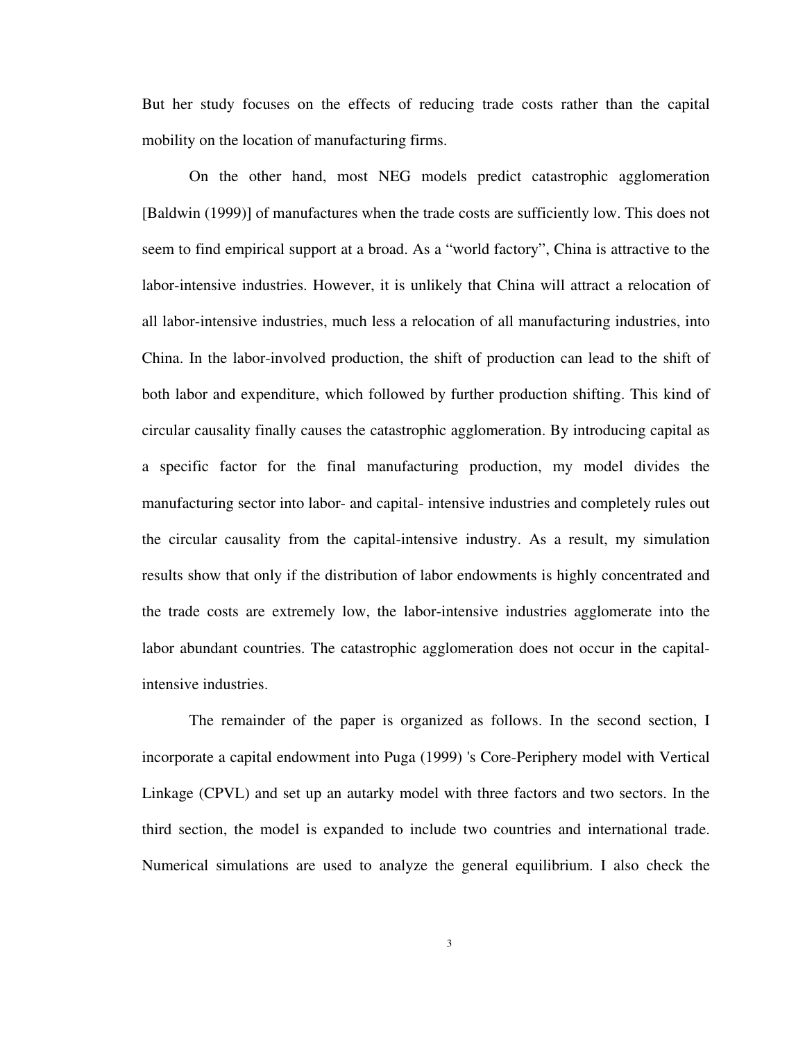But her study focuses on the effects of reducing trade costs rather than the capital mobility on the location of manufacturing firms.

On the other hand, most NEG models predict catastrophic agglomeration [Baldwin (1999)] of manufactures when the trade costs are sufficiently low. This does not seem to find empirical support at a broad. As a "world factory", China is attractive to the labor-intensive industries. However, it is unlikely that China will attract a relocation of all labor-intensive industries, much less a relocation of all manufacturing industries, into China. In the labor-involved production, the shift of production can lead to the shift of both labor and expenditure, which followed by further production shifting. This kind of circular causality finally causes the catastrophic agglomeration. By introducing capital as a specific factor for the final manufacturing production, my model divides the manufacturing sector into labor- and capital- intensive industries and completely rules out the circular causality from the capital-intensive industry. As a result, my simulation results show that only if the distribution of labor endowments is highly concentrated and the trade costs are extremely low, the labor-intensive industries agglomerate into the labor abundant countries. The catastrophic agglomeration does not occur in the capital-intensive industries.

The remainder of the paper is organized as follows. In the second section, I incorporate a capital endowment into Puga (1999) 's Core-Periphery model with Vertical Linkage (CPVL) and set up an autarky model with three factors and two sectors. In the third section, the model is expanded to include two countries and international trade. Numerical simulations are used to analyze the general equilibrium. I also check the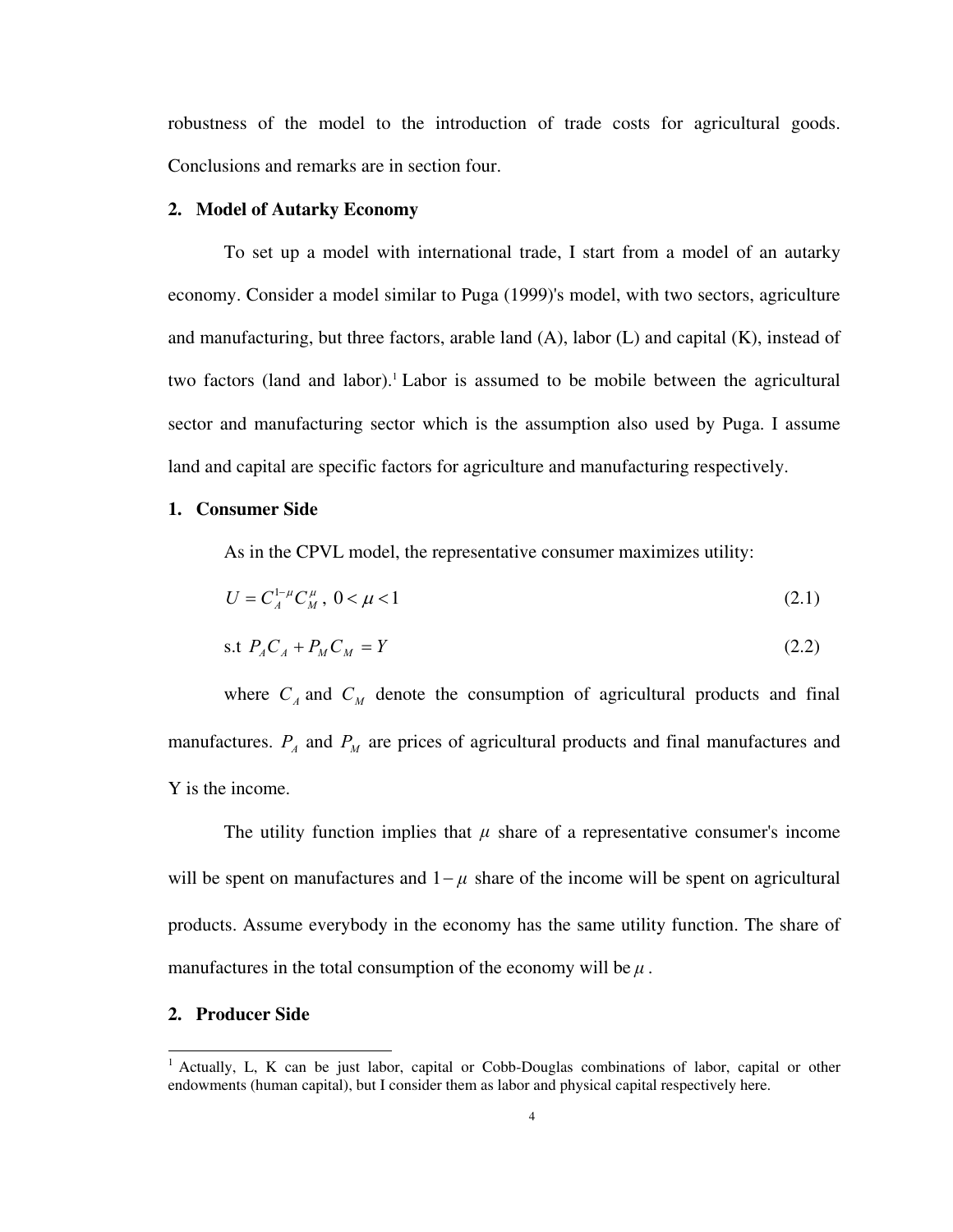robustness of the model to the introduction of trade costs for agricultural goods. Conclusions and remarks are in section four.

## 2. Model of Autarky Economy

To set up a model with international trade, I start from a model of an autarky economy. Consider a model similar to Puga (1999)'s model, with two sectors, agriculture and manufacturing, but three factors, arable land (A), labor (L) and capital (K), instead of two factors (land and labor).[1] Labor is assumed to be mobile between the agricultural sector and manufacturing sector which is the assumption also used by Puga. I assume land and capital are specific factors for agriculture and manufacturing respectively.

### 1. Consumer Side

As in the CPVL model, the representative consumer maximizes utility:

$$U = C_A^{1-\mu} C_M^{\mu}, \; 0 < \mu < 1 \tag{2.1}$$

$$\text{s.t } P_A C_A + P_M C_M = Y \tag{2.2}$$

where $C_A$ and $C_M$ denote the consumption of agricultural products and final manufactures. $P_A$ and $P_M$ are prices of agricultural products and final manufactures and Y is the income.

The utility function implies that $\mu$ share of a representative consumer's income will be spent on manufactures and $1-\mu$ share of the income will be spent on agricultural products. Assume everybody in the economy has the same utility function. The share of manufactures in the total consumption of the economy will be $\mu$.

### 2. Producer Side

[1] Actually, L, K can be just labor, capital or Cobb-Douglas combinations of labor, capital or other endowments (human capital), but I consider them as labor and physical capital respectively here.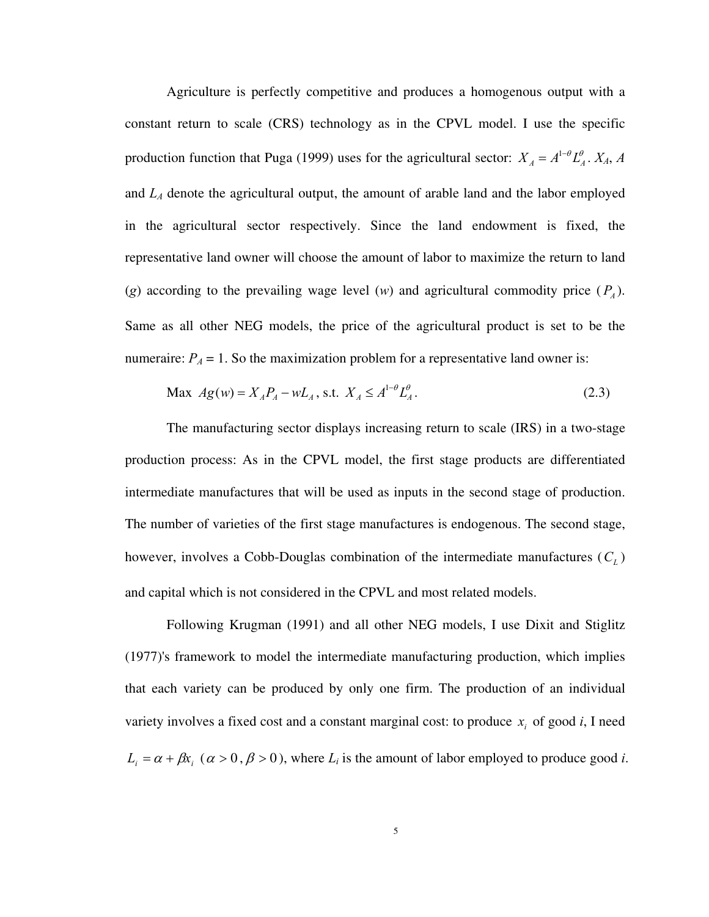Agriculture is perfectly competitive and produces a homogenous output with a constant return to scale (CRS) technology as in the CPVL model. I use the specific production function that Puga (1999) uses for the agricultural sector: $X_A = A^{1-\theta} L_A^{\theta}$. $X_A$, $A$ and $L_A$ denote the agricultural output, the amount of arable land and the labor employed in the agricultural sector respectively. Since the land endowment is fixed, the representative land owner will choose the amount of labor to maximize the return to land ($g$) according to the prevailing wage level ($w$) and agricultural commodity price ($P_A$). Same as all other NEG models, the price of the agricultural product is set to be the numeraire: $P_A = 1$. So the maximization problem for a representative land owner is:

$$\text{Max } Ag(w) = X_A P_A - wL_A \text{, s.t. } X_A \leq A^{1-\theta} L_A^{\theta}. \tag{2.3}$$

The manufacturing sector displays increasing return to scale (IRS) in a two-stage production process: As in the CPVL model, the first stage products are differentiated intermediate manufactures that will be used as inputs in the second stage of production. The number of varieties of the first stage manufactures is endogenous. The second stage, however, involves a Cobb-Douglas combination of the intermediate manufactures ($C_L$) and capital which is not considered in the CPVL and most related models.

Following Krugman (1991) and all other NEG models, I use Dixit and Stiglitz (1977)'s framework to model the intermediate manufacturing production, which implies that each variety can be produced by only one firm. The production of an individual variety involves a fixed cost and a constant marginal cost: to produce $x_i$ of good $i$, I need $L_i = \alpha + \beta x_i$ ($\alpha > 0$, $\beta > 0$), where $L_i$ is the amount of labor employed to produce good $i$.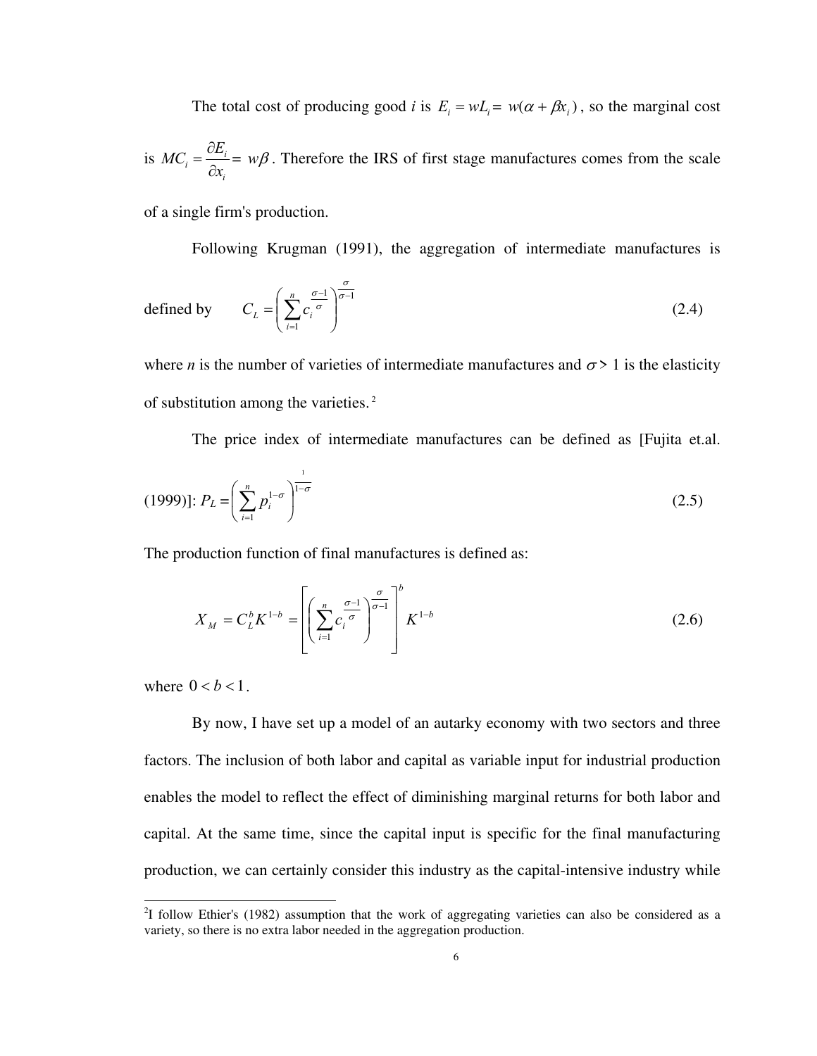The total cost of producing good *i* is $E_i = wL_i = w(\alpha + \beta x_i)$, so the marginal cost is $MC_i = \frac{\partial E_i}{\partial x_i} = w\beta$. Therefore the IRS of first stage manufactures comes from the scale of a single firm's production.

Following Krugman (1991), the aggregation of intermediate manufactures is defined by

$$C_L = \left( \sum_{i=1}^{n} c_i^{\frac{\sigma-1}{\sigma}} \right)^{\frac{\sigma}{\sigma-1}} \tag{2.4}$$

where *n* is the number of varieties of intermediate manufactures and $\sigma > 1$ is the elasticity of substitution among the varieties. [2]

The price index of intermediate manufactures can be defined as [Fujita et.al. (1999)]:

$$P_L = \left( \sum_{i=1}^{n} p_i^{1-\sigma} \right)^{\frac{1}{1-\sigma}} \tag{2.5}$$

The production function of final manufactures is defined as:

$$X_M = C_L^b K^{1-b} = \left[ \left( \sum_{i=1}^{n} c_i^{\frac{\sigma-1}{\sigma}} \right)^{\frac{\sigma}{\sigma-1}} \right]^b K^{1-b} \tag{2.6}$$

where $0 < b < 1$.

By now, I have set up a model of an autarky economy with two sectors and three factors. The inclusion of both labor and capital as variable input for industrial production enables the model to reflect the effect of diminishing marginal returns for both labor and capital. At the same time, since the capital input is specific for the final manufacturing production, we can certainly consider this industry as the capital-intensive industry while

---

[2] I follow Ethier's (1982) assumption that the work of aggregating varieties can also be considered as a variety, so there is no extra labor needed in the aggregation production.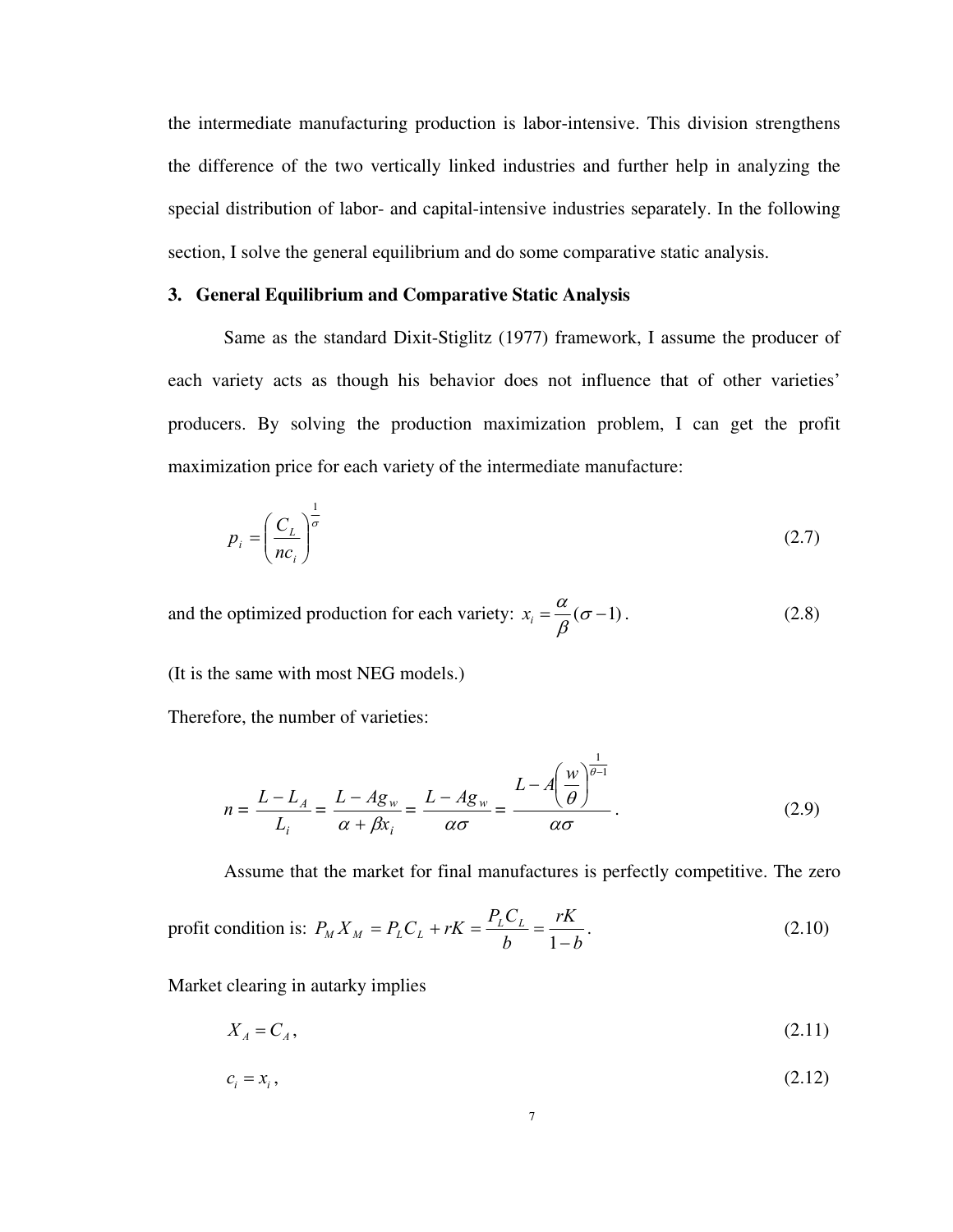the intermediate manufacturing production is labor-intensive. This division strengthens the difference of the two vertically linked industries and further help in analyzing the special distribution of labor- and capital-intensive industries separately. In the following section, I solve the general equilibrium and do some comparative static analysis.

## 3. General Equilibrium and Comparative Static Analysis

Same as the standard Dixit-Stiglitz (1977) framework, I assume the producer of each variety acts as though his behavior does not influence that of other varieties' producers. By solving the production maximization problem, I can get the profit maximization price for each variety of the intermediate manufacture:

$$p_i = \left( \frac{C_L}{nc_i} \right)^{\frac{1}{\sigma}} \tag{2.7}$$

and the optimized production for each variety: $x_i = \dfrac{\alpha}{\beta}(\sigma - 1)$. (2.8)

(It is the same with most NEG models.)

Therefore, the number of varieties:

$$n = \frac{L - L_A}{L_i} = \frac{L - Ag_w}{\alpha + \beta x_i} = \frac{L - Ag_w}{\alpha\sigma} = \frac{L - A\left(\dfrac{w}{\theta}\right)^{\frac{1}{\theta - 1}}}{\alpha\sigma}. \tag{2.9}$$

Assume that the market for final manufactures is perfectly competitive. The zero profit condition is: $P_M X_M = P_L C_L + rK = \dfrac{P_L C_L}{b} = \dfrac{rK}{1-b}$. (2.10)

Market clearing in autarky implies

$$X_A = C_A, \tag{2.11}$$

$$c_i = x_i, \tag{2.12}$$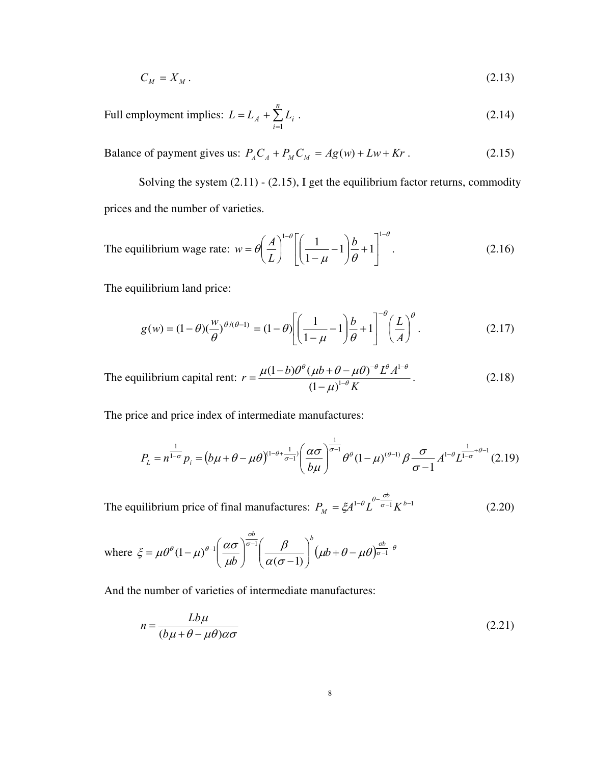$$C_M = X_M \,. \tag{2.13}$$

Full employment implies: $L = L_A + \sum_{i=1}^{n} L_i$ . (2.14)

Balance of payment gives us: $P_A C_A + P_M C_M = Ag(w) + Lw + Kr$ . (2.15)

Solving the system (2.11) - (2.15), I get the equilibrium factor returns, commodity prices and the number of varieties.

The equilibrium wage rate: $w = \theta \left(\frac{A}{L}\right)^{1-\theta} \left[\left(\frac{1}{1-\mu} - 1\right)\frac{b}{\theta} + 1\right]^{1-\theta}$ . (2.16)

The equilibrium land price:

$$g(w) = (1-\theta)\left(\frac{w}{\theta}\right)^{\theta/(\theta-1)} = (1-\theta)\left[\left(\frac{1}{1-\mu} - 1\right)\frac{b}{\theta} + 1\right]^{-\theta} \left(\frac{L}{A}\right)^{\theta} . \tag{2.17}$$

The equilibrium capital rent: $r = \dfrac{\mu(1-b)\theta^{\theta}(\mu b + \theta - \mu\theta)^{-\theta} L^{\theta} A^{1-\theta}}{(1-\mu)^{1-\theta} K}$ . (2.18)

The price and price index of intermediate manufactures:

$$P_L = n^{\frac{1}{1-\sigma}} p_i = \left(b\mu + \theta - \mu\theta\right)^{(1-\theta+\frac{1}{\sigma-1})} \left(\frac{\alpha\sigma}{b\mu}\right)^{\frac{1}{\sigma-1}} \theta^{\theta} (1-\mu)^{(\theta-1)} \beta \frac{\sigma}{\sigma-1} A^{1-\theta} L^{\frac{1}{1-\sigma}+\theta-1} \tag{2.19}$$

The equilibrium price of final manufactures: $P_M = \xi A^{1-\theta} L^{\theta - \frac{\sigma b}{\sigma-1}} K^{b-1}$ (2.20)

where $\xi = \mu\theta^{\theta}(1-\mu)^{\theta-1}\left(\dfrac{\alpha\sigma}{\mu b}\right)^{\frac{\sigma b}{\sigma-1}} \left(\dfrac{\beta}{\alpha(\sigma-1)}\right)^{b} \left(\mu b + \theta - \mu\theta\right)^{\frac{\sigma b}{\sigma-1}-\theta}$

And the number of varieties of intermediate manufactures:

$$n = \frac{Lb\mu}{(b\mu + \theta - \mu\theta)\alpha\sigma} \tag{2.21}$$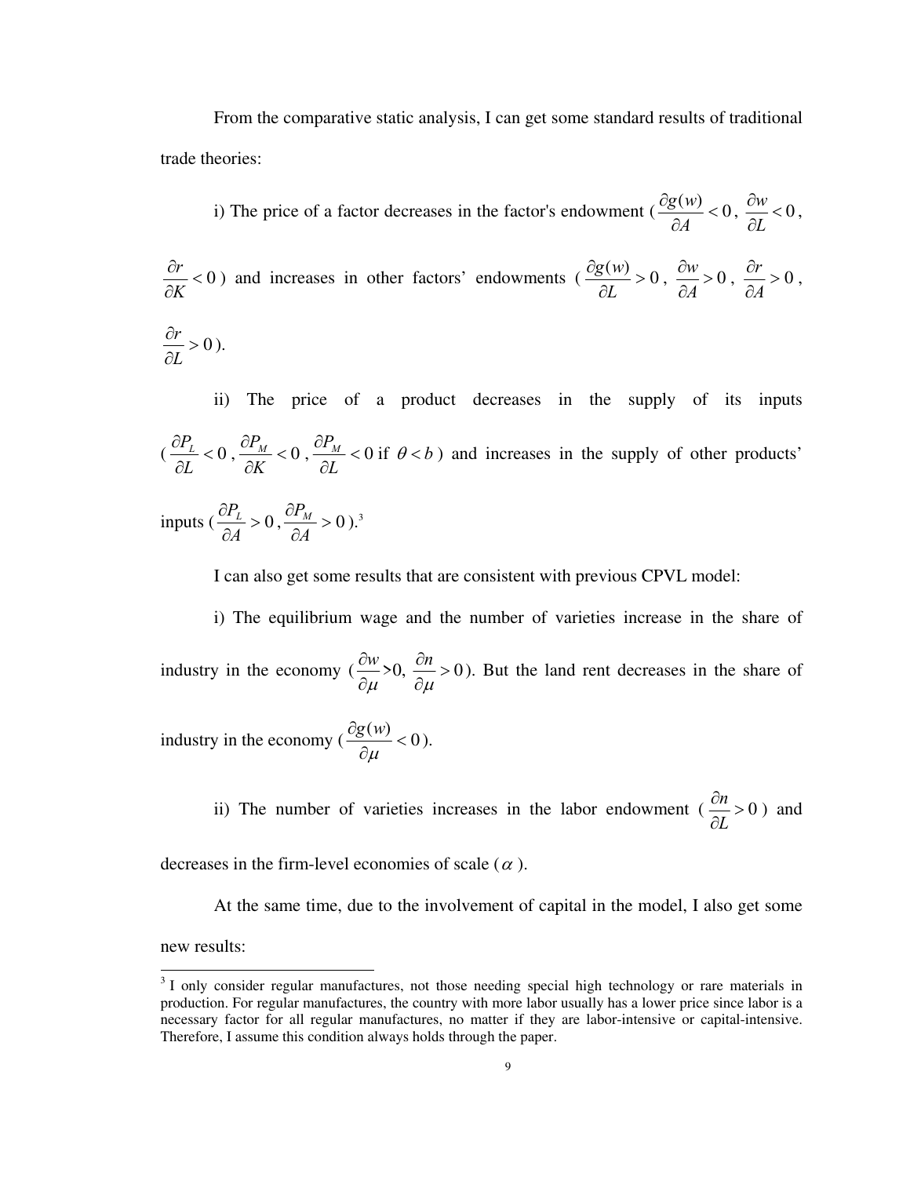From the comparative static analysis, I can get some standard results of traditional trade theories:

i) The price of a factor decreases in the factor's endowment ($\frac{\partial g(w)}{\partial A} < 0$, $\frac{\partial w}{\partial L} < 0$, $\frac{\partial r}{\partial K} < 0$) and increases in other factors' endowments ($\frac{\partial g(w)}{\partial L} > 0$, $\frac{\partial w}{\partial A} > 0$, $\frac{\partial r}{\partial A} > 0$, $\frac{\partial r}{\partial L} > 0$).

ii) The price of a product decreases in the supply of its inputs ($\frac{\partial P_L}{\partial L} < 0$, $\frac{\partial P_M}{\partial K} < 0$, $\frac{\partial P_M}{\partial L} < 0$ if $\theta < b$) and increases in the supply of other products' inputs ($\frac{\partial P_L}{\partial A} > 0$, $\frac{\partial P_M}{\partial A} > 0$).[3]

I can also get some results that are consistent with previous CPVL model:

i) The equilibrium wage and the number of varieties increase in the share of industry in the economy ($\frac{\partial w}{\partial \mu} > 0$, $\frac{\partial n}{\partial \mu} > 0$). But the land rent decreases in the share of industry in the economy ($\frac{\partial g(w)}{\partial \mu} < 0$).

ii) The number of varieties increases in the labor endowment ($\frac{\partial n}{\partial L} > 0$) and decreases in the firm-level economies of scale ($\alpha$).

At the same time, due to the involvement of capital in the model, I also get some new results:

[3] I only consider regular manufactures, not those needing special high technology or rare materials in production. For regular manufactures, the country with more labor usually has a lower price since labor is a necessary factor for all regular manufactures, no matter if they are labor-intensive or capital-intensive. Therefore, I assume this condition always holds through the paper.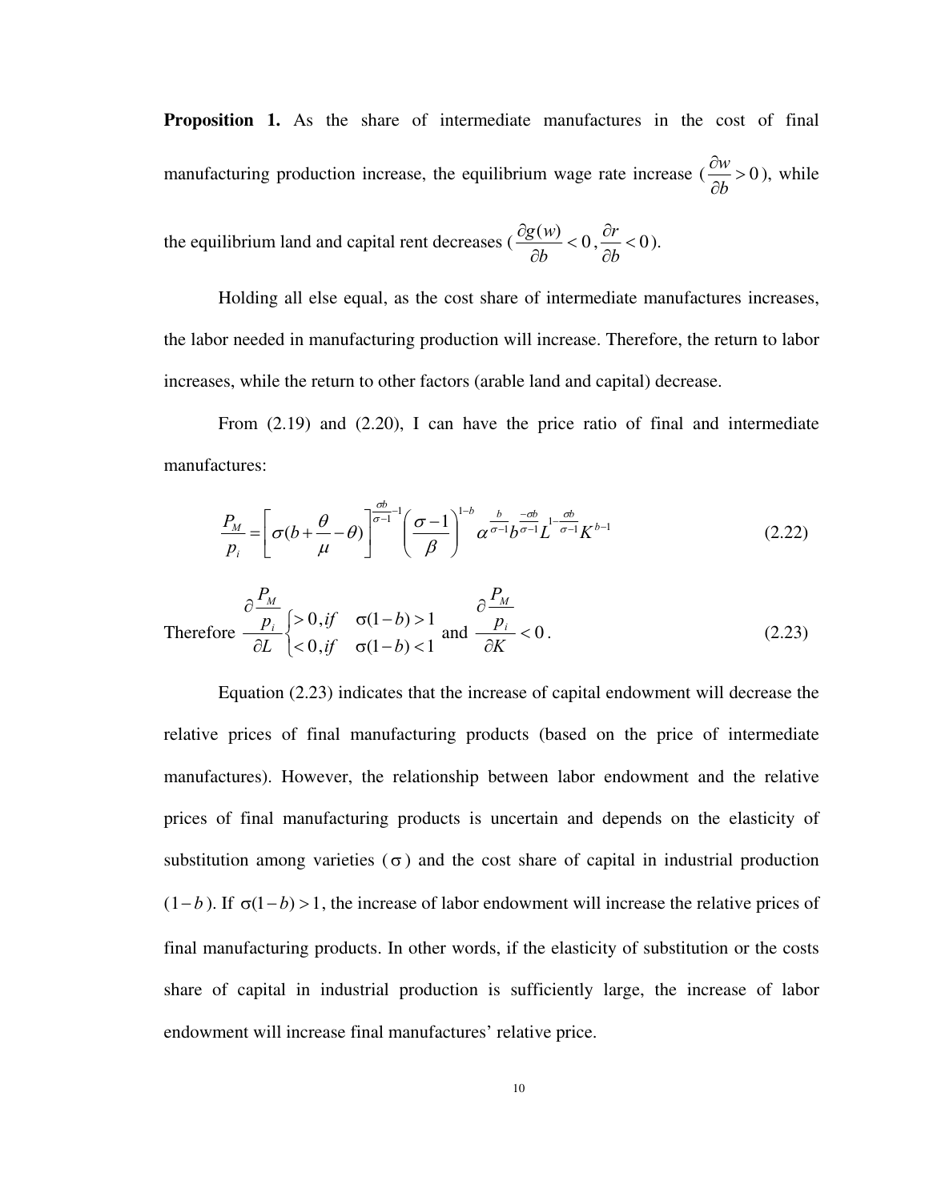**Proposition 1.** As the share of intermediate manufactures in the cost of final manufacturing production increase, the equilibrium wage rate increase ($\frac{\partial w}{\partial b} > 0$), while the equilibrium land and capital rent decreases ($\frac{\partial g(w)}{\partial b} < 0$, $\frac{\partial r}{\partial b} < 0$).

Holding all else equal, as the cost share of intermediate manufactures increases, the labor needed in manufacturing production will increase. Therefore, the return to labor increases, while the return to other factors (arable land and capital) decrease.

From (2.19) and (2.20), I can have the price ratio of final and intermediate manufactures:

$$\frac{P_M}{p_i} = \left[\sigma(b + \frac{\theta}{\mu} - \theta)\right]^{\frac{\sigma b}{\sigma - 1} - 1} \left(\frac{\sigma - 1}{\beta}\right)^{1-b} \alpha^{\frac{b}{\sigma - 1}} b^{\frac{-\sigma b}{\sigma - 1}} L^{1 - \frac{\sigma b}{\sigma - 1}} K^{b-1} \tag{2.22}$$

$$\text{Therefore } \frac{\partial \frac{P_M}{p_i}}{\partial L} \begin{cases} > 0, if & \sigma(1-b) > 1 \\ < 0, if & \sigma(1-b) < 1 \end{cases} \text{ and } \frac{\partial \frac{P_M}{p_i}}{\partial K} < 0. \tag{2.23}$$

Equation (2.23) indicates that the increase of capital endowment will decrease the relative prices of final manufacturing products (based on the price of intermediate manufactures). However, the relationship between labor endowment and the relative prices of final manufacturing products is uncertain and depends on the elasticity of substitution among varieties ($\sigma$) and the cost share of capital in industrial production ($1-b$). If $\sigma(1-b) > 1$, the increase of labor endowment will increase the relative prices of final manufacturing products. In other words, if the elasticity of substitution or the costs share of capital in industrial production is sufficiently large, the increase of labor endowment will increase final manufactures' relative price.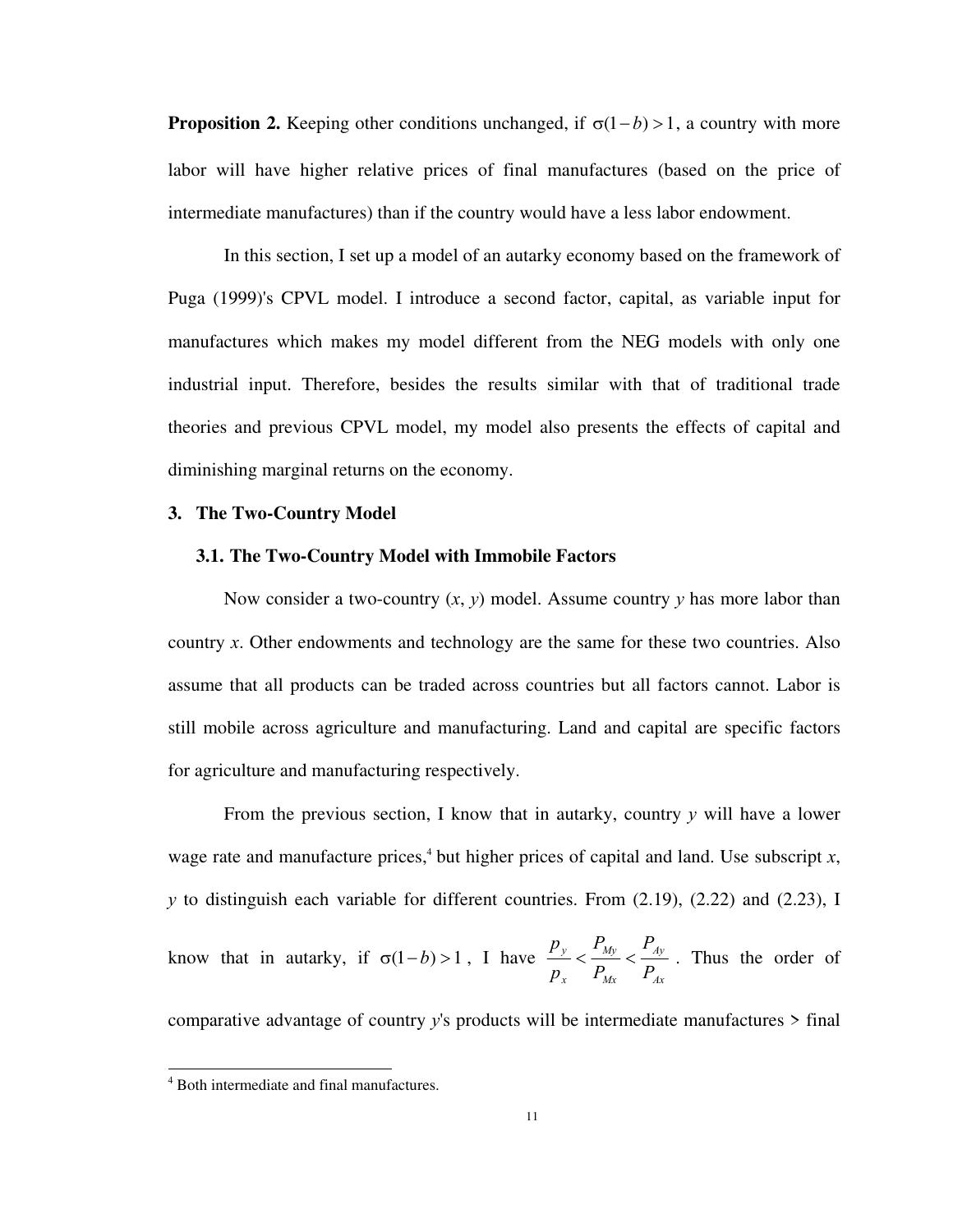**Proposition 2.** Keeping other conditions unchanged, if $\sigma(1-b) > 1$, a country with more labor will have higher relative prices of final manufactures (based on the price of intermediate manufactures) than if the country would have a less labor endowment.

In this section, I set up a model of an autarky economy based on the framework of Puga (1999)'s CPVL model. I introduce a second factor, capital, as variable input for manufactures which makes my model different from the NEG models with only one industrial input. Therefore, besides the results similar with that of traditional trade theories and previous CPVL model, my model also presents the effects of capital and diminishing marginal returns on the economy.

## 3. The Two-Country Model

### 3.1. The Two-Country Model with Immobile Factors

Now consider a two-country (*x*, *y*) model. Assume country *y* has more labor than country *x*. Other endowments and technology are the same for these two countries. Also assume that all products can be traded across countries but all factors cannot. Labor is still mobile across agriculture and manufacturing. Land and capital are specific factors for agriculture and manufacturing respectively.

From the previous section, I know that in autarky, country *y* will have a lower wage rate and manufacture prices,[4] but higher prices of capital and land. Use subscript *x*, *y* to distinguish each variable for different countries. From (2.19), (2.22) and (2.23), I know that in autarky, if $\sigma(1-b) > 1$, I have $\frac{p_y}{p_x} < \frac{P_{My}}{P_{Mx}} < \frac{P_{Ay}}{P_{Ax}}$. Thus the order of comparative advantage of country *y*'s products will be intermediate manufactures > final

[4] Both intermediate and final manufactures.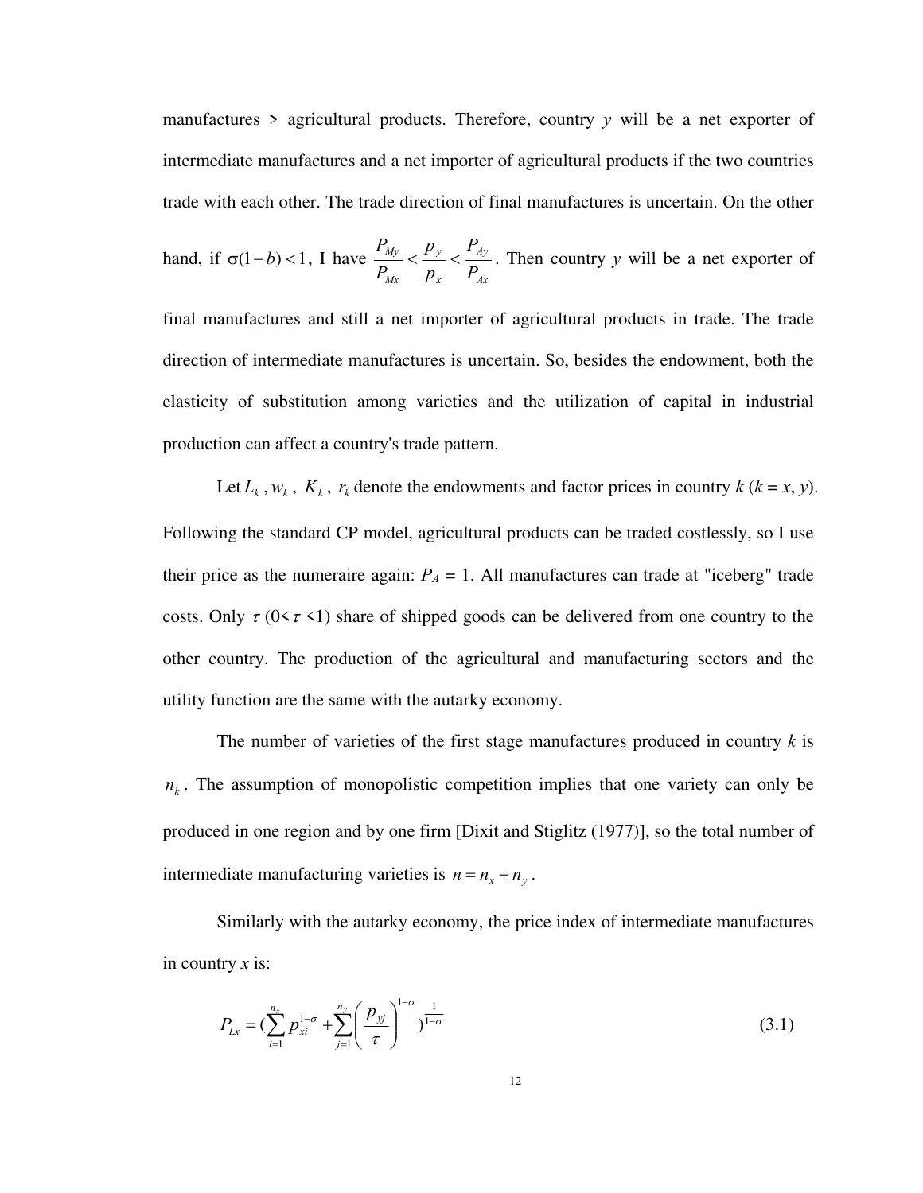manufactures > agricultural products. Therefore, country *y* will be a net exporter of intermediate manufactures and a net importer of agricultural products if the two countries trade with each other. The trade direction of final manufactures is uncertain. On the other hand, if $\sigma(1-b)<1$, I have $\frac{P_{My}}{P_{Mx}} < \frac{p_y}{p_x} < \frac{P_{Ay}}{P_{Ax}}$. Then country *y* will be a net exporter of final manufactures and still a net importer of agricultural products in trade. The trade direction of intermediate manufactures is uncertain. So, besides the endowment, both the elasticity of substitution among varieties and the utilization of capital in industrial production can affect a country's trade pattern.

Let $L_k$, $w_k$, $K_k$, $r_k$ denote the endowments and factor prices in country *k* (*k* = *x*, *y*). Following the standard CP model, agricultural products can be traded costlessly, so I use their price as the numeraire again: $P_A = 1$. All manufactures can trade at "iceberg" trade costs. Only $\tau$ ($0<\tau<1$) share of shipped goods can be delivered from one country to the other country. The production of the agricultural and manufacturing sectors and the utility function are the same with the autarky economy.

The number of varieties of the first stage manufactures produced in country *k* is $n_k$. The assumption of monopolistic competition implies that one variety can only be produced in one region and by one firm [Dixit and Stiglitz (1977)], so the total number of intermediate manufacturing varieties is $n = n_x + n_y$.

Similarly with the autarky economy, the price index of intermediate manufactures in country *x* is:

$$P_{Lx} = \left(\sum_{i=1}^{n_x} p_{xi}^{1-\sigma} + \sum_{j=1}^{n_y} \left(\frac{p_{yj}}{\tau}\right)^{1-\sigma}\right)^{\frac{1}{1-\sigma}} \tag{3.1}$$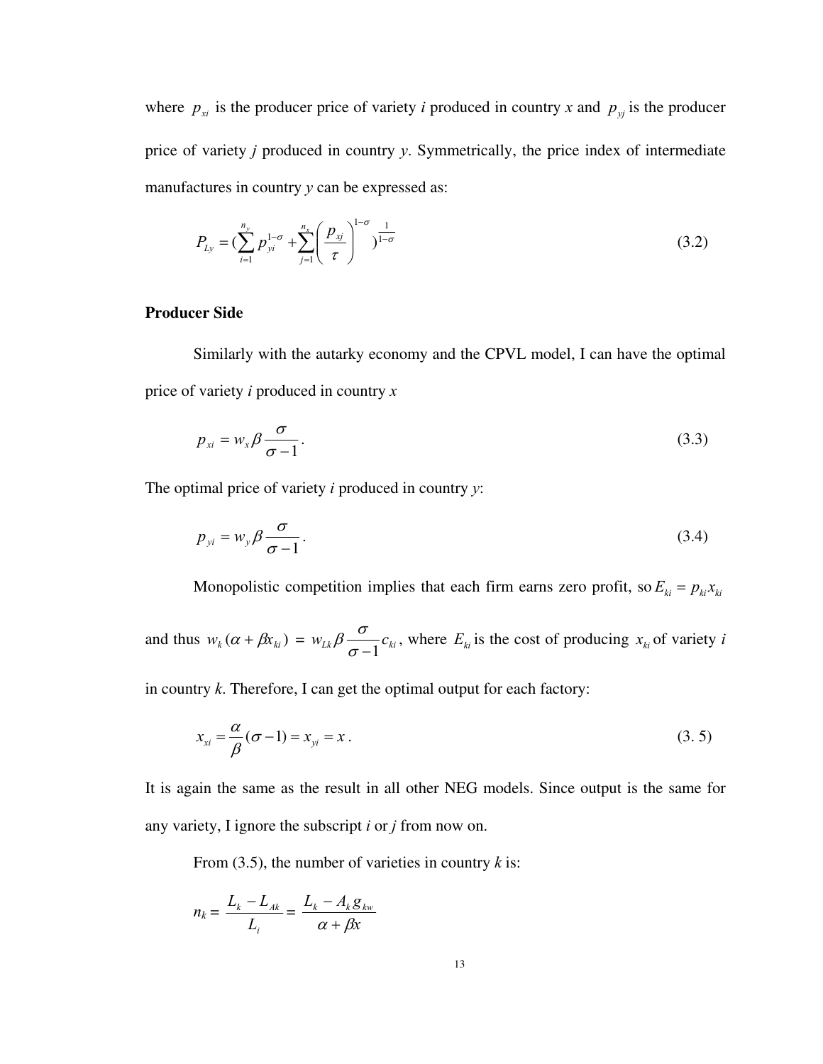where $p_{xi}$ is the producer price of variety *i* produced in country *x* and $p_{yj}$ is the producer price of variety *j* produced in country *y*. Symmetrically, the price index of intermediate manufactures in country *y* can be expressed as:

$$P_{Ly} = (\sum_{i=1}^{n_y} p_{yi}^{1-\sigma} + \sum_{j=1}^{n_x} \left( \frac{p_{xj}}{\tau} \right)^{1-\sigma} )^{\frac{1}{1-\sigma}} \tag{3.2}$$

**Producer Side**

Similarly with the autarky economy and the CPVL model, I can have the optimal price of variety *i* produced in country *x*

$$p_{xi} = w_x \beta \frac{\sigma}{\sigma - 1}. \tag{3.3}$$

The optimal price of variety *i* produced in country *y*:

$$p_{yi} = w_y \beta \frac{\sigma}{\sigma - 1}. \tag{3.4}$$

Monopolistic competition implies that each firm earns zero profit, so $E_{ki} = p_{ki} x_{ki}$ and thus $w_k(\alpha + \beta x_{ki}) = w_{Lk} \beta \frac{\sigma}{\sigma - 1} c_{ki}$, where $E_{ki}$ is the cost of producing $x_{ki}$ of variety *i* in country *k*. Therefore, I can get the optimal output for each factory:

$$x_{xi} = \frac{\alpha}{\beta}(\sigma - 1) = x_{yi} = x. \tag{3. 5}$$

It is again the same as the result in all other NEG models. Since output is the same for any variety, I ignore the subscript *i* or *j* from now on.

From (3.5), the number of varieties in country *k* is:

$$n_k = \frac{L_k - L_{Ak}}{L_i} = \frac{L_k - A_k g_{kw}}{\alpha + \beta x}$$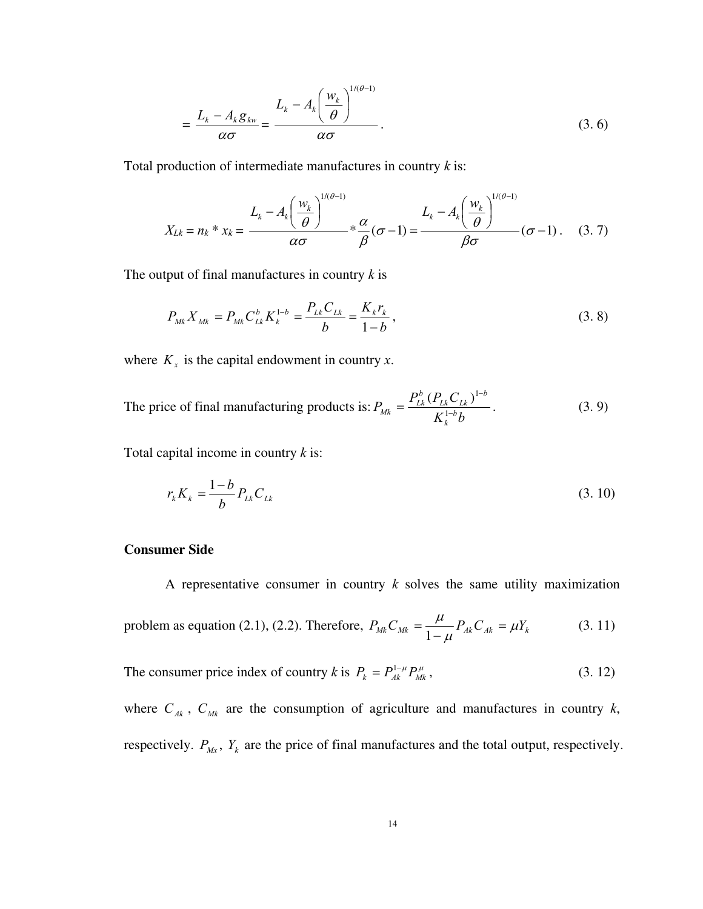$$= \frac{L_k - A_k g_{kw}}{\alpha\sigma} = \frac{L_k - A_k \left(\frac{w_k}{\theta}\right)^{1/(\theta-1)}}{\alpha\sigma}. \tag{3. 6}$$

Total production of intermediate manufactures in country *k* is:

$$X_{Lk} = n_k * x_k = \frac{L_k - A_k \left(\frac{w_k}{\theta}\right)^{1/(\theta-1)}}{\alpha\sigma} * \frac{\alpha}{\beta}(\sigma - 1) = \frac{L_k - A_k \left(\frac{w_k}{\theta}\right)^{1/(\theta-1)}}{\beta\sigma}(\sigma - 1). \tag{3. 7}$$

The output of final manufactures in country *k* is

$$P_{Mk} X_{Mk} = P_{Mk} C_{Lk}^{b} K_k^{1-b} = \frac{P_{Lk} C_{Lk}}{b} = \frac{K_k r_k}{1-b}, \tag{3. 8}$$

where $K_x$ is the capital endowment in country *x*.

The price of final manufacturing products is: $P_{Mk} = \frac{P_{Lk}^{b} (P_{Lk} C_{Lk})^{1-b}}{K_k^{1-b} b}$. (3. 9)

Total capital income in country *k* is:

$$r_k K_k = \frac{1-b}{b} P_{Lk} C_{Lk} \tag{3. 10}$$

**Consumer Side**

A representative consumer in country *k* solves the same utility maximization problem as equation (2.1), (2.2). Therefore, $P_{Mk} C_{Mk} = \frac{\mu}{1-\mu} P_{Ak} C_{Ak} = \mu Y_k$ (3. 11)

The consumer price index of country *k* is $P_k = P_{Ak}^{1-\mu} P_{Mk}^{\mu}$, (3. 12)

where $C_{Ak}$, $C_{Mk}$ are the consumption of agriculture and manufactures in country *k*, respectively. $P_{Mx}$, $Y_k$ are the price of final manufactures and the total output, respectively.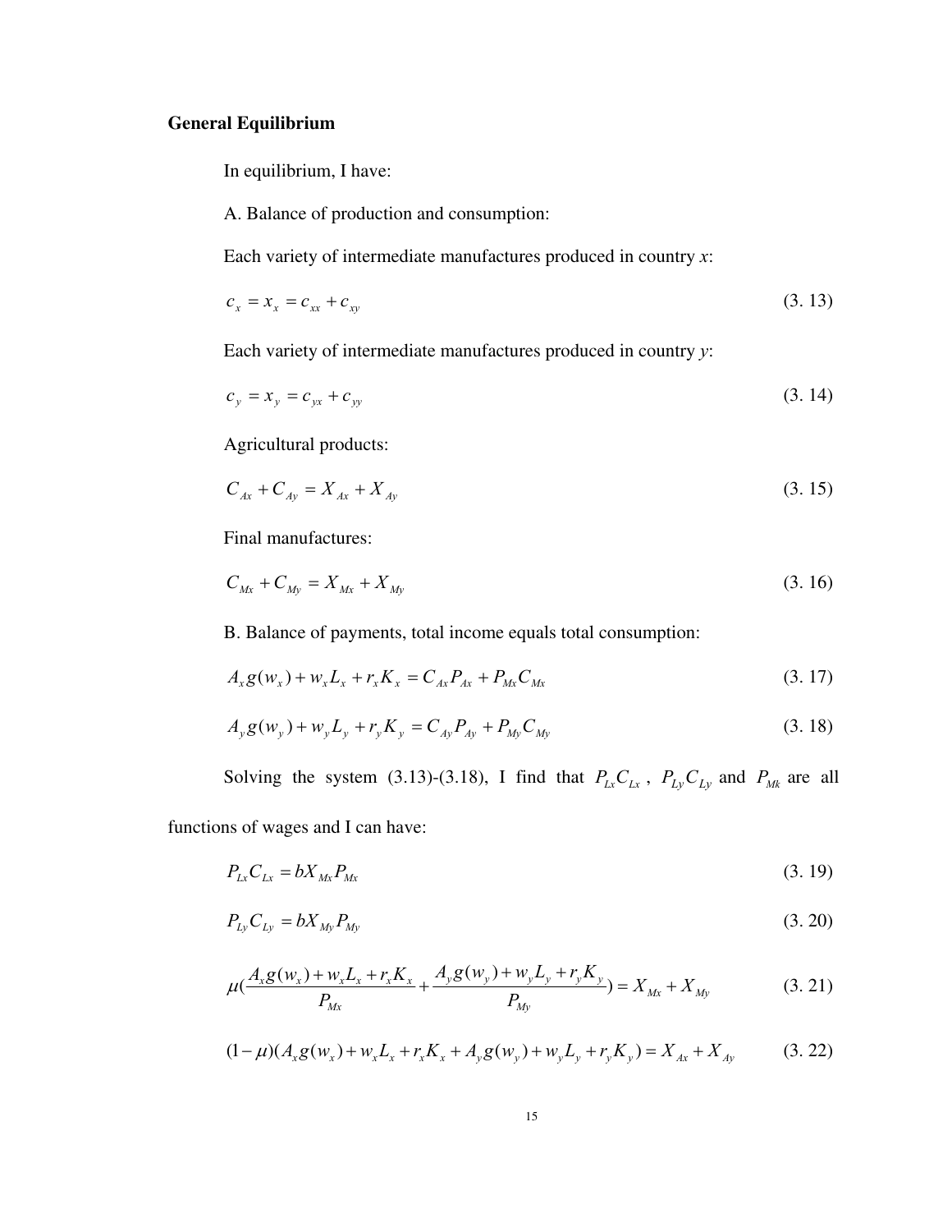**General Equilibrium**

In equilibrium, I have:

A. Balance of production and consumption:

Each variety of intermediate manufactures produced in country *x*:

$$c_x = x_x = c_{xx} + c_{xy} \tag{3. 13}$$

Each variety of intermediate manufactures produced in country *y*:

$$c_y = x_y = c_{yx} + c_{yy} \tag{3. 14}$$

Agricultural products:

$$C_{Ax} + C_{Ay} = X_{Ax} + X_{Ay} \tag{3. 15}$$

Final manufactures:

$$C_{Mx} + C_{My} = X_{Mx} + X_{My} \tag{3. 16}$$

B. Balance of payments, total income equals total consumption:

$$A_x g(w_x) + w_x L_x + r_x K_x = C_{Ax} P_{Ax} + P_{Mx} C_{Mx} \tag{3. 17}$$

$$A_y g(w_y) + w_y L_y + r_y K_y = C_{Ay} P_{Ay} + P_{My} C_{My} \tag{3. 18}$$

Solving the system (3.13)-(3.18), I find that $P_{Lx}C_{Lx}$, $P_{Ly}C_{Ly}$ and $P_{Mk}$ are all functions of wages and I can have:

$$P_{Lx} C_{Lx} = b X_{Mx} P_{Mx} \tag{3. 19}$$

$$P_{Ly} C_{Ly} = b X_{My} P_{My} \tag{3. 20}$$

$$\mu\left(\frac{A_x g(w_x) + w_x L_x + r_x K_x}{P_{Mx}} + \frac{A_y g(w_y) + w_y L_y + r_y K_y}{P_{My}}\right) = X_{Mx} + X_{My} \tag{3. 21}$$

$$(1-\mu)(A_x g(w_x) + w_x L_x + r_x K_x + A_y g(w_y) + w_y L_y + r_y K_y) = X_{Ax} + X_{Ay} \tag{3. 22}$$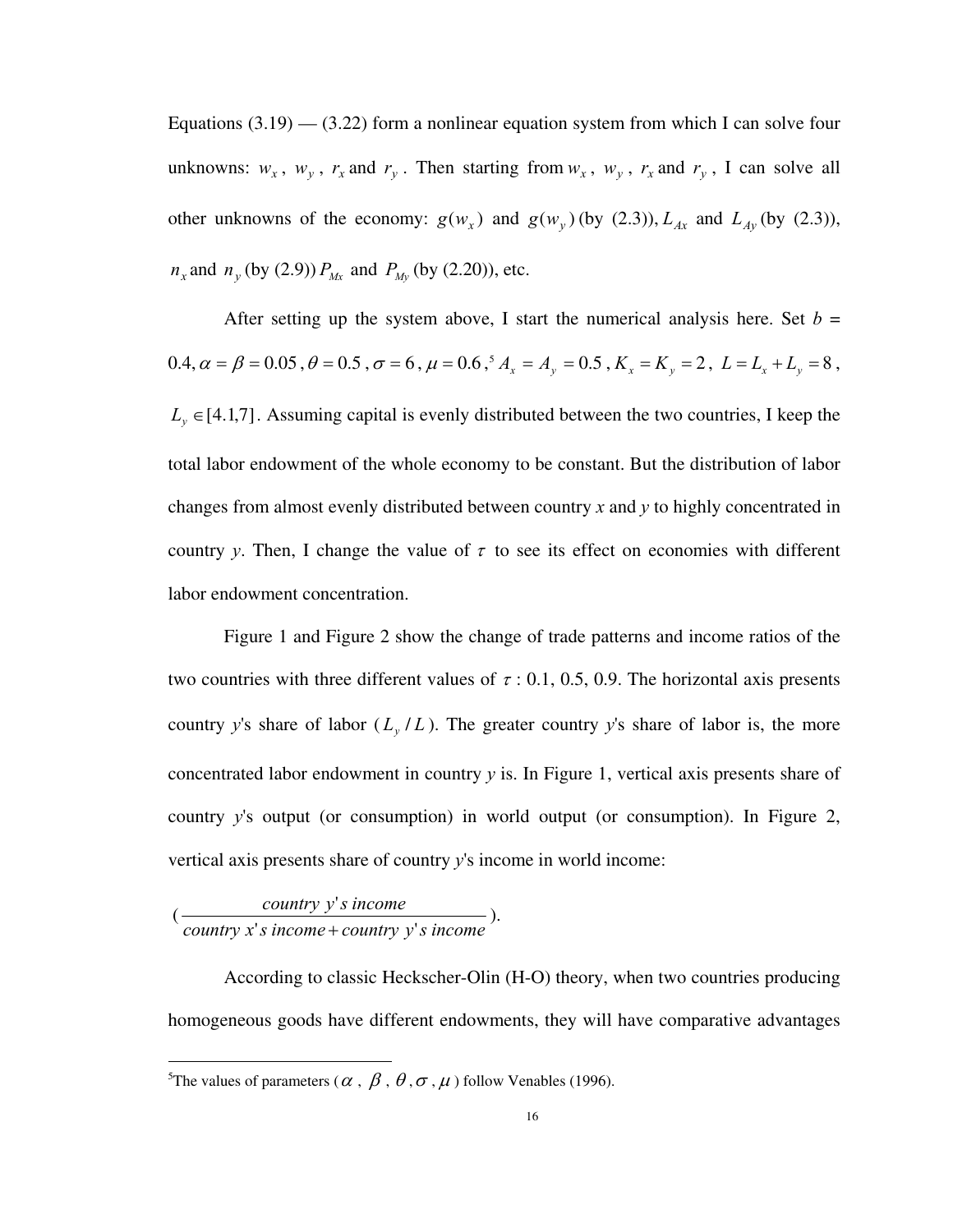Equations (3.19) — (3.22) form a nonlinear equation system from which I can solve four unknowns: $w_x$, $w_y$, $r_x$ and $r_y$. Then starting from $w_x$, $w_y$, $r_x$ and $r_y$, I can solve all other unknowns of the economy: $g(w_x)$ and $g(w_y)$ (by (2.3)), $L_{Ax}$ and $L_{Ay}$ (by (2.3)), $n_x$ and $n_y$ (by (2.9)) $P_{Mx}$ and $P_{My}$ (by (2.20)), etc.

After setting up the system above, I start the numerical analysis here. Set $b$ = 0.4, $\alpha = \beta = 0.05$, $\theta = 0.5$, $\sigma = 6$, $\mu = 0.6$,[5] $A_x = A_y = 0.5$, $K_x = K_y = 2$, $L = L_x + L_y = 8$, $L_y \in [4.1, 7]$. Assuming capital is evenly distributed between the two countries, I keep the total labor endowment of the whole economy to be constant. But the distribution of labor changes from almost evenly distributed between country *x* and *y* to highly concentrated in country *y*. Then, I change the value of $\tau$ to see its effect on economies with different labor endowment concentration.

Figure 1 and Figure 2 show the change of trade patterns and income ratios of the two countries with three different values of $\tau$ : 0.1, 0.5, 0.9. The horizontal axis presents country *y*'s share of labor ($L_y / L$). The greater country *y*'s share of labor is, the more concentrated labor endowment in country *y* is. In Figure 1, vertical axis presents share of country *y*'s output (or consumption) in world output (or consumption). In Figure 2, vertical axis presents share of country *y*'s income in world income:

$$\left(\frac{country\ y's\ income}{country\ x's\ income + country\ y's\ income}\right).$$

According to classic Heckscher-Olin (H-O) theory, when two countries producing homogeneous goods have different endowments, they will have comparative advantages

[5] The values of parameters ($\alpha$, $\beta$, $\theta$, $\sigma$, $\mu$) follow Venables (1996).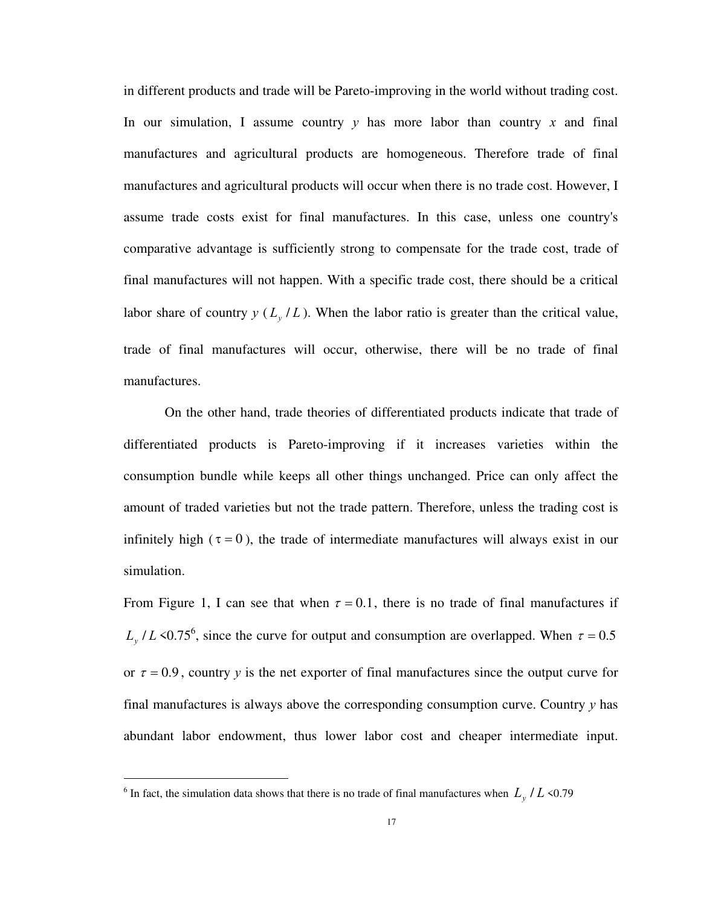in different products and trade will be Pareto-improving in the world without trading cost. In our simulation, I assume country $y$ has more labor than country $x$ and final manufactures and agricultural products are homogeneous. Therefore trade of final manufactures and agricultural products will occur when there is no trade cost. However, I assume trade costs exist for final manufactures. In this case, unless one country's comparative advantage is sufficiently strong to compensate for the trade cost, trade of final manufactures will not happen. With a specific trade cost, there should be a critical labor share of country $y$ ($L_y / L$). When the labor ratio is greater than the critical value, trade of final manufactures will occur, otherwise, there will be no trade of final manufactures.

On the other hand, trade theories of differentiated products indicate that trade of differentiated products is Pareto-improving if it increases varieties within the consumption bundle while keeps all other things unchanged. Price can only affect the amount of traded varieties but not the trade pattern. Therefore, unless the trading cost is infinitely high ($\tau = 0$), the trade of intermediate manufactures will always exist in our simulation.

From Figure 1, I can see that when $\tau = 0.1$, there is no trade of final manufactures if $L_y / L$ <0.75[6], since the curve for output and consumption are overlapped. When $\tau = 0.5$ or $\tau = 0.9$, country $y$ is the net exporter of final manufactures since the output curve for final manufactures is always above the corresponding consumption curve. Country $y$ has abundant labor endowment, thus lower labor cost and cheaper intermediate input.

---

[6] In fact, the simulation data shows that there is no trade of final manufactures when $L_y / L$ <0.79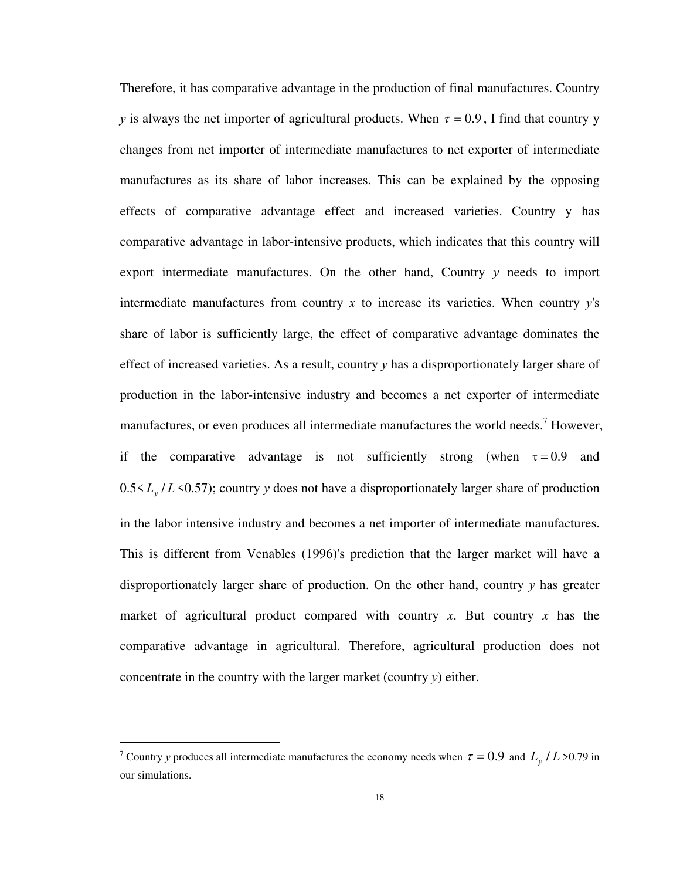Therefore, it has comparative advantage in the production of final manufactures. Country *y* is always the net importer of agricultural products. When $\tau = 0.9$, I find that country y changes from net importer of intermediate manufactures to net exporter of intermediate manufactures as its share of labor increases. This can be explained by the opposing effects of comparative advantage effect and increased varieties. Country y has comparative advantage in labor-intensive products, which indicates that this country will export intermediate manufactures. On the other hand, Country *y* needs to import intermediate manufactures from country *x* to increase its varieties. When country *y*'s share of labor is sufficiently large, the effect of comparative advantage dominates the effect of increased varieties. As a result, country *y* has a disproportionately larger share of production in the labor-intensive industry and becomes a net exporter of intermediate manufactures, or even produces all intermediate manufactures the world needs.[7] However, if the comparative advantage is not sufficiently strong (when $\tau = 0.9$ and $0.5 < L_y / L < 0.57$); country *y* does not have a disproportionately larger share of production in the labor intensive industry and becomes a net importer of intermediate manufactures. This is different from Venables (1996)'s prediction that the larger market will have a disproportionately larger share of production. On the other hand, country *y* has greater market of agricultural product compared with country *x*. But country *x* has the comparative advantage in agricultural. Therefore, agricultural production does not concentrate in the country with the larger market (country *y*) either.

[7] Country *y* produces all intermediate manufactures the economy needs when $\tau = 0.9$ and $L_y / L > 0.79$ in our simulations.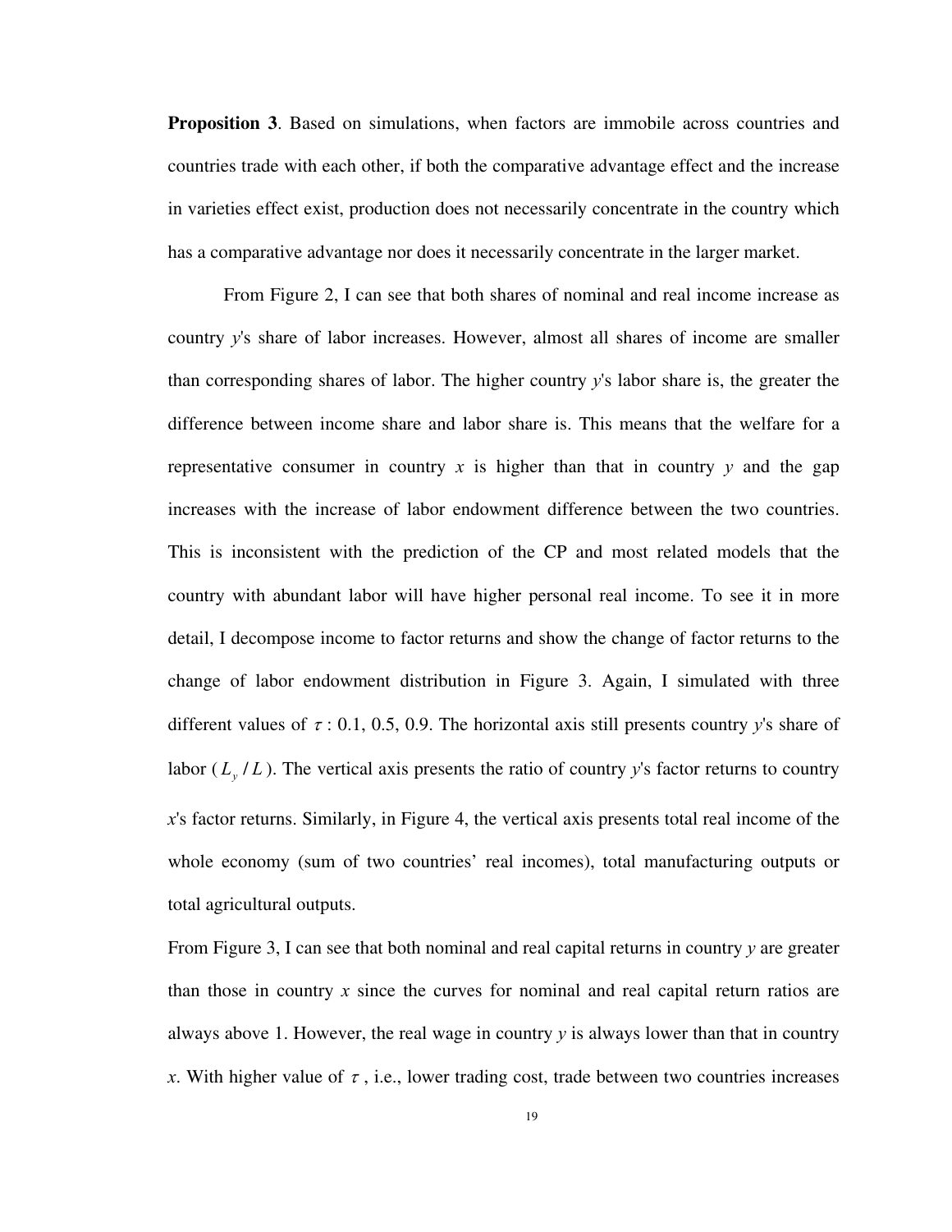**Proposition 3**. Based on simulations, when factors are immobile across countries and countries trade with each other, if both the comparative advantage effect and the increase in varieties effect exist, production does not necessarily concentrate in the country which has a comparative advantage nor does it necessarily concentrate in the larger market.

From Figure 2, I can see that both shares of nominal and real income increase as country *y*'s share of labor increases. However, almost all shares of income are smaller than corresponding shares of labor. The higher country *y*'s labor share is, the greater the difference between income share and labor share is. This means that the welfare for a representative consumer in country *x* is higher than that in country *y* and the gap increases with the increase of labor endowment difference between the two countries. This is inconsistent with the prediction of the CP and most related models that the country with abundant labor will have higher personal real income. To see it in more detail, I decompose income to factor returns and show the change of factor returns to the change of labor endowment distribution in Figure 3. Again, I simulated with three different values of $\tau$ : 0.1, 0.5, 0.9. The horizontal axis still presents country *y*'s share of labor ($L_y / L$). The vertical axis presents the ratio of country *y*'s factor returns to country *x*'s factor returns. Similarly, in Figure 4, the vertical axis presents total real income of the whole economy (sum of two countries' real incomes), total manufacturing outputs or total agricultural outputs.

From Figure 3, I can see that both nominal and real capital returns in country *y* are greater than those in country *x* since the curves for nominal and real capital return ratios are always above 1. However, the real wage in country *y* is always lower than that in country *x*. With higher value of $\tau$ , i.e., lower trading cost, trade between two countries increases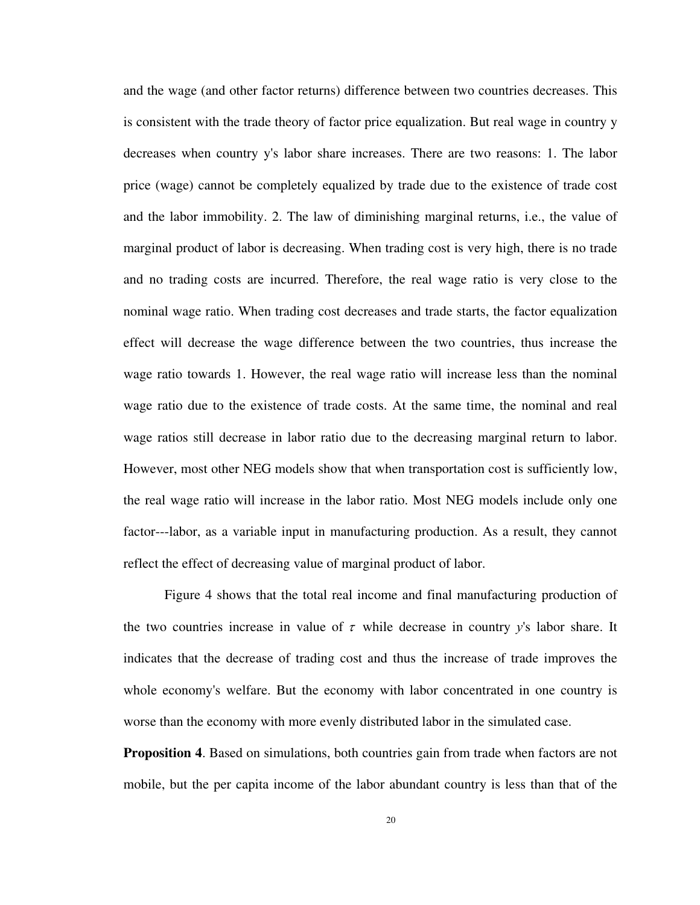and the wage (and other factor returns) difference between two countries decreases. This is consistent with the trade theory of factor price equalization. But real wage in country y decreases when country y's labor share increases. There are two reasons: 1. The labor price (wage) cannot be completely equalized by trade due to the existence of trade cost and the labor immobility. 2. The law of diminishing marginal returns, i.e., the value of marginal product of labor is decreasing. When trading cost is very high, there is no trade and no trading costs are incurred. Therefore, the real wage ratio is very close to the nominal wage ratio. When trading cost decreases and trade starts, the factor equalization effect will decrease the wage difference between the two countries, thus increase the wage ratio towards 1. However, the real wage ratio will increase less than the nominal wage ratio due to the existence of trade costs. At the same time, the nominal and real wage ratios still decrease in labor ratio due to the decreasing marginal return to labor. However, most other NEG models show that when transportation cost is sufficiently low, the real wage ratio will increase in the labor ratio. Most NEG models include only one factor---labor, as a variable input in manufacturing production. As a result, they cannot reflect the effect of decreasing value of marginal product of labor.

Figure 4 shows that the total real income and final manufacturing production of the two countries increase in value of $\tau$ while decrease in country *y*'s labor share. It indicates that the decrease of trading cost and thus the increase of trade improves the whole economy's welfare. But the economy with labor concentrated in one country is worse than the economy with more evenly distributed labor in the simulated case.

**Proposition 4**. Based on simulations, both countries gain from trade when factors are not mobile, but the per capita income of the labor abundant country is less than that of the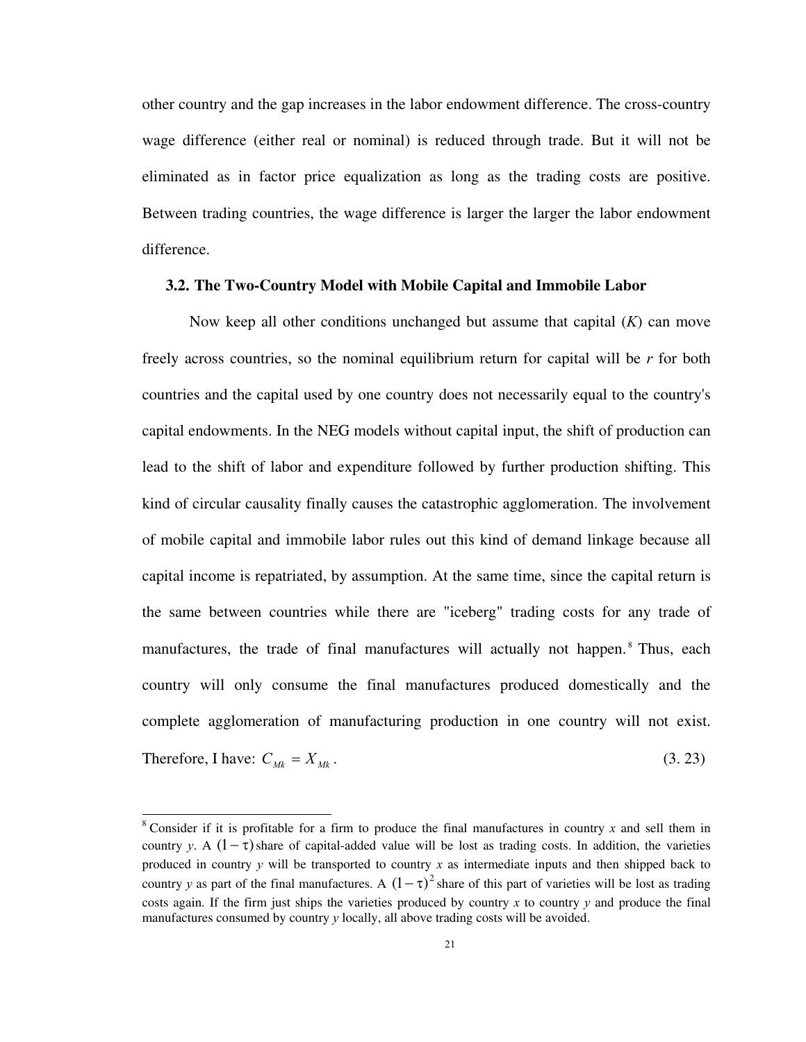other country and the gap increases in the labor endowment difference. The cross-country wage difference (either real or nominal) is reduced through trade. But it will not be eliminated as in factor price equalization as long as the trading costs are positive. Between trading countries, the wage difference is larger the larger the labor endowment difference.

### 3.2. The Two-Country Model with Mobile Capital and Immobile Labor

Now keep all other conditions unchanged but assume that capital ($K$) can move freely across countries, so the nominal equilibrium return for capital will be $r$ for both countries and the capital used by one country does not necessarily equal to the country's capital endowments. In the NEG models without capital input, the shift of production can lead to the shift of labor and expenditure followed by further production shifting. This kind of circular causality finally causes the catastrophic agglomeration. The involvement of mobile capital and immobile labor rules out this kind of demand linkage because all capital income is repatriated, by assumption. At the same time, since the capital return is the same between countries while there are "iceberg" trading costs for any trade of manufactures, the trade of final manufactures will actually not happen.[8] Thus, each country will only consume the final manufactures produced domestically and the complete agglomeration of manufacturing production in one country will not exist. Therefore, I have: $C_{Mk} = X_{Mk}$. (3. 23)

[8] Consider if it is profitable for a firm to produce the final manufactures in country $x$ and sell them in country $y$. A $(1-\tau)$ share of capital-added value will be lost as trading costs. In addition, the varieties produced in country $y$ will be transported to country $x$ as intermediate inputs and then shipped back to country $y$ as part of the final manufactures. A $(1-\tau)^2$ share of this part of varieties will be lost as trading costs again. If the firm just ships the varieties produced by country $x$ to country $y$ and produce the final manufactures consumed by country $y$ locally, all above trading costs will be avoided.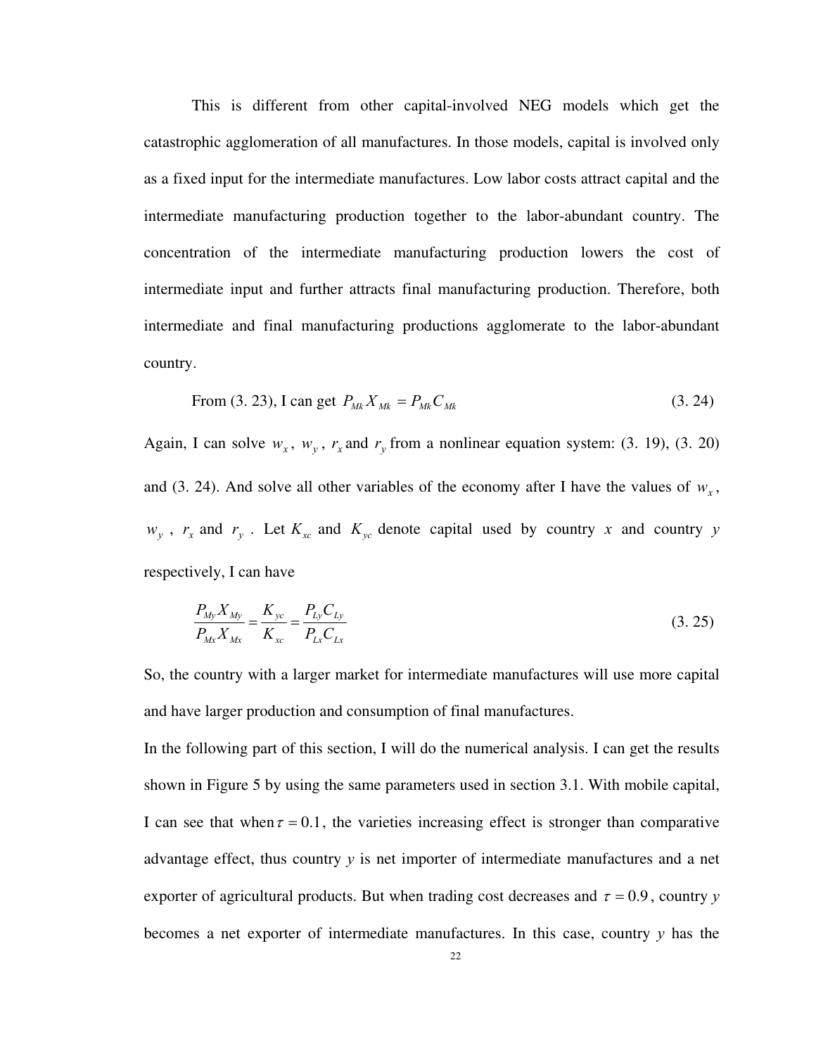This is different from other capital-involved NEG models which get the catastrophic agglomeration of all manufactures. In those models, capital is involved only as a fixed input for the intermediate manufactures. Low labor costs attract capital and the intermediate manufacturing production together to the labor-abundant country. The concentration of the intermediate manufacturing production lowers the cost of intermediate input and further attracts final manufacturing production. Therefore, both intermediate and final manufacturing productions agglomerate to the labor-abundant country.

From (3. 23), I can get $P_{Mk}X_{Mk} = P_{Mk}C_{Mk}$ (3. 24)

Again, I can solve $w_x$, $w_y$, $r_x$ and $r_y$ from a nonlinear equation system: (3. 19), (3. 20) and (3. 24). And solve all other variables of the economy after I have the values of $w_x$, $w_y$, $r_x$ and $r_y$. Let $K_{xc}$ and $K_{yc}$ denote capital used by country $x$ and country $y$ respectively, I can have

$$\frac{P_{My}X_{My}}{P_{Mx}X_{Mx}} = \frac{K_{yc}}{K_{xc}} = \frac{P_{Ly}C_{Ly}}{P_{Lx}C_{Lx}} \tag{3. 25}$$

So, the country with a larger market for intermediate manufactures will use more capital and have larger production and consumption of final manufactures.

In the following part of this section, I will do the numerical analysis. I can get the results shown in Figure 5 by using the same parameters used in section 3.1. With mobile capital, I can see that when $\tau = 0.1$, the varieties increasing effect is stronger than comparative advantage effect, thus country *y* is net importer of intermediate manufactures and a net exporter of agricultural products. But when trading cost decreases and $\tau = 0.9$, country *y* becomes a net exporter of intermediate manufactures. In this case, country *y* has the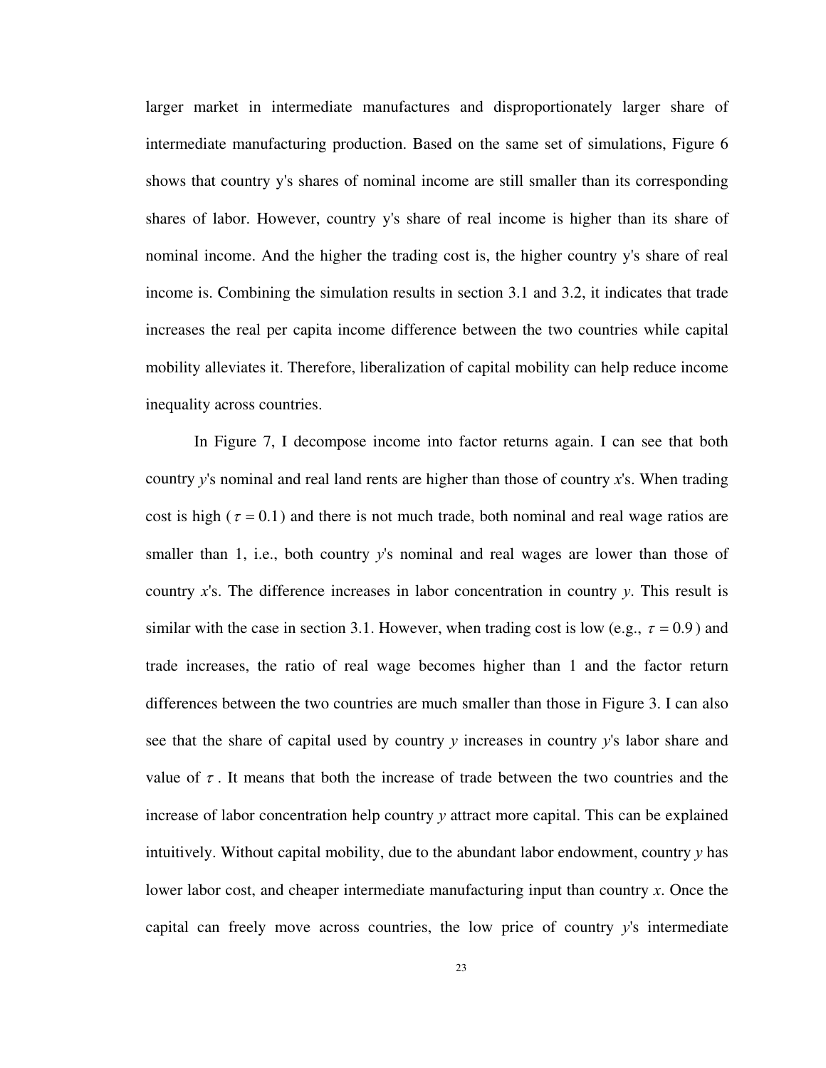larger market in intermediate manufactures and disproportionately larger share of intermediate manufacturing production. Based on the same set of simulations, Figure 6 shows that country y's shares of nominal income are still smaller than its corresponding shares of labor. However, country y's share of real income is higher than its share of nominal income. And the higher the trading cost is, the higher country y's share of real income is. Combining the simulation results in section 3.1 and 3.2, it indicates that trade increases the real per capita income difference between the two countries while capital mobility alleviates it. Therefore, liberalization of capital mobility can help reduce income inequality across countries.

In Figure 7, I decompose income into factor returns again. I can see that both country *y*'s nominal and real land rents are higher than those of country *x*'s. When trading cost is high ($\tau = 0.1$) and there is not much trade, both nominal and real wage ratios are smaller than 1, i.e., both country *y*'s nominal and real wages are lower than those of country *x*'s. The difference increases in labor concentration in country *y*. This result is similar with the case in section 3.1. However, when trading cost is low (e.g., $\tau = 0.9$) and trade increases, the ratio of real wage becomes higher than 1 and the factor return differences between the two countries are much smaller than those in Figure 3. I can also see that the share of capital used by country *y* increases in country *y*'s labor share and value of $\tau$. It means that both the increase of trade between the two countries and the increase of labor concentration help country *y* attract more capital. This can be explained intuitively. Without capital mobility, due to the abundant labor endowment, country *y* has lower labor cost, and cheaper intermediate manufacturing input than country *x*. Once the capital can freely move across countries, the low price of country *y*'s intermediate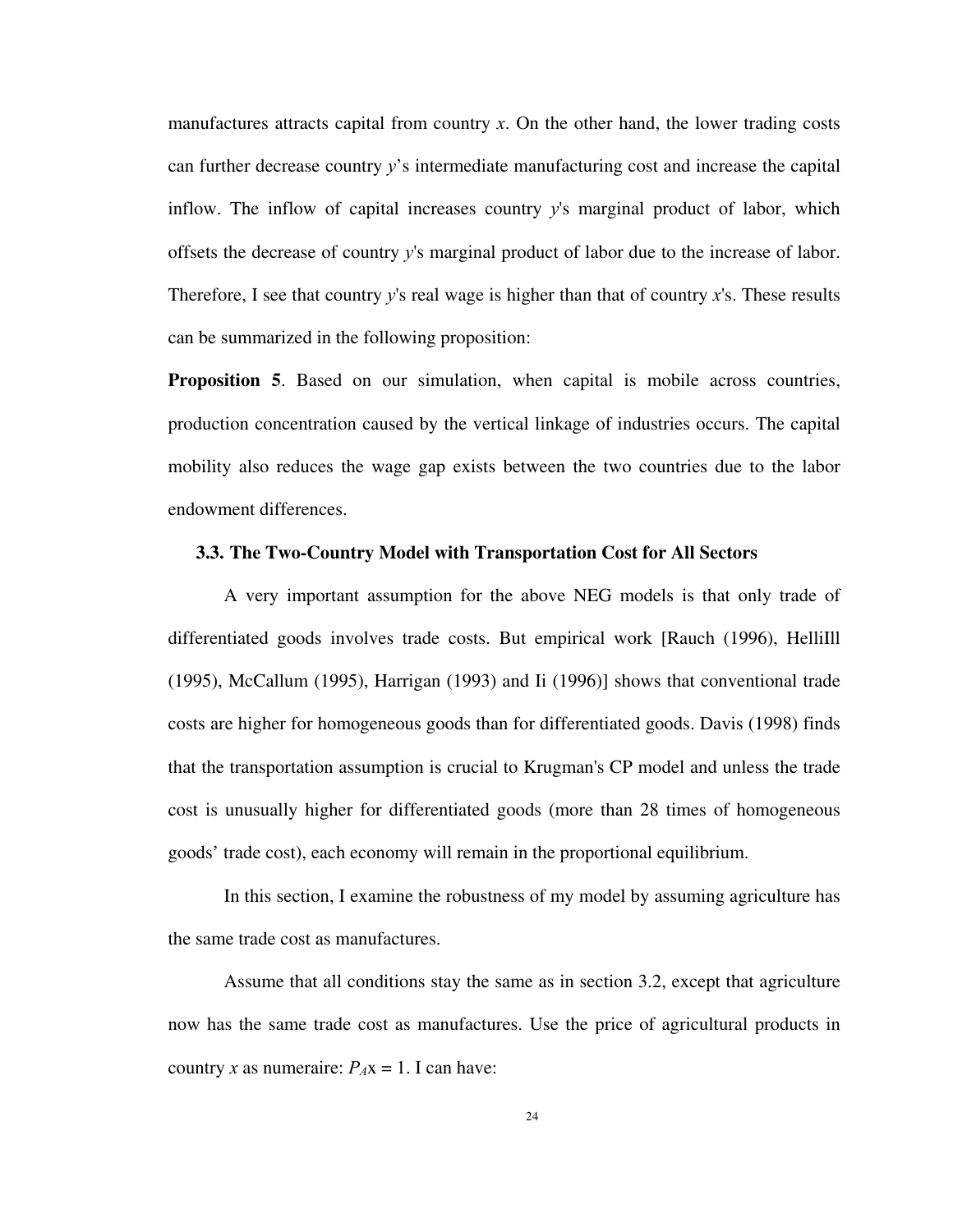manufactures attracts capital from country $x$. On the other hand, the lower trading costs can further decrease country $y$'s intermediate manufacturing cost and increase the capital inflow. The inflow of capital increases country $y$'s marginal product of labor, which offsets the decrease of country $y$'s marginal product of labor due to the increase of labor. Therefore, I see that country $y$'s real wage is higher than that of country $x$'s. These results can be summarized in the following proposition:

**Proposition 5**. Based on our simulation, when capital is mobile across countries, production concentration caused by the vertical linkage of industries occurs. The capital mobility also reduces the wage gap exists between the two countries due to the labor endowment differences.

### 3.3. The Two-Country Model with Transportation Cost for All Sectors

A very important assumption for the above NEG models is that only trade of differentiated goods involves trade costs. But empirical work [Rauch (1996), HelliIll (1995), McCallum (1995), Harrigan (1993) and Ii (1996)] shows that conventional trade costs are higher for homogeneous goods than for differentiated goods. Davis (1998) finds that the transportation assumption is crucial to Krugman's CP model and unless the trade cost is unusually higher for differentiated goods (more than 28 times of homogeneous goods' trade cost), each economy will remain in the proportional equilibrium.

In this section, I examine the robustness of my model by assuming agriculture has the same trade cost as manufactures.

Assume that all conditions stay the same as in section 3.2, except that agriculture now has the same trade cost as manufactures. Use the price of agricultural products in country $x$ as numeraire: $P_{A}x = 1$. I can have: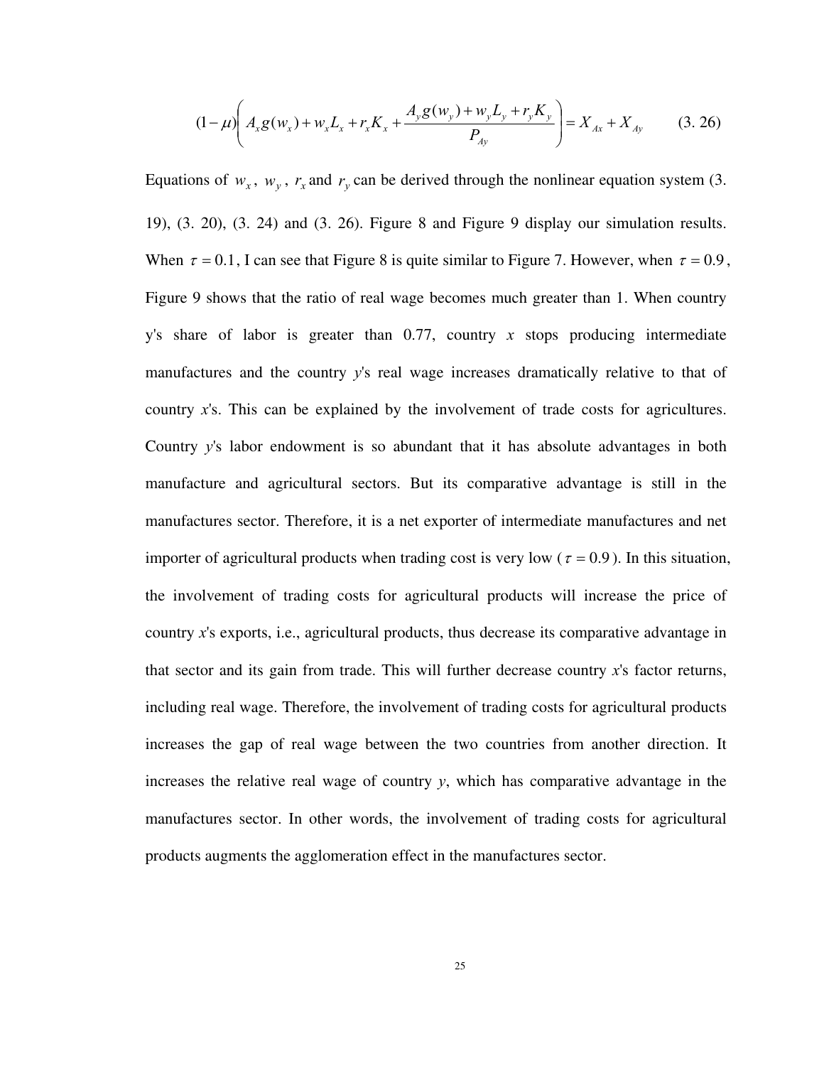$$(1-\mu)\left( A_x g(w_x) + w_x L_x + r_x K_x + \frac{A_y g(w_y) + w_y L_y + r_y K_y}{P_{Ay}} \right) = X_{Ax} + X_{Ay} \qquad (3.\ 26)$$

Equations of $w_x$, $w_y$, $r_x$ and $r_y$ can be derived through the nonlinear equation system (3. 19), (3. 20), (3. 24) and (3. 26). Figure 8 and Figure 9 display our simulation results. When $\tau = 0.1$, I can see that Figure 8 is quite similar to Figure 7. However, when $\tau = 0.9$, Figure 9 shows that the ratio of real wage becomes much greater than 1. When country y's share of labor is greater than 0.77, country *x* stops producing intermediate manufactures and the country *y*'s real wage increases dramatically relative to that of country *x*'s. This can be explained by the involvement of trade costs for agricultures. Country *y*'s labor endowment is so abundant that it has absolute advantages in both manufacture and agricultural sectors. But its comparative advantage is still in the manufactures sector. Therefore, it is a net exporter of intermediate manufactures and net importer of agricultural products when trading cost is very low ($\tau = 0.9$). In this situation, the involvement of trading costs for agricultural products will increase the price of country *x*'s exports, i.e., agricultural products, thus decrease its comparative advantage in that sector and its gain from trade. This will further decrease country *x*'s factor returns, including real wage. Therefore, the involvement of trading costs for agricultural products increases the gap of real wage between the two countries from another direction. It increases the relative real wage of country *y*, which has comparative advantage in the manufactures sector. In other words, the involvement of trading costs for agricultural products augments the agglomeration effect in the manufactures sector.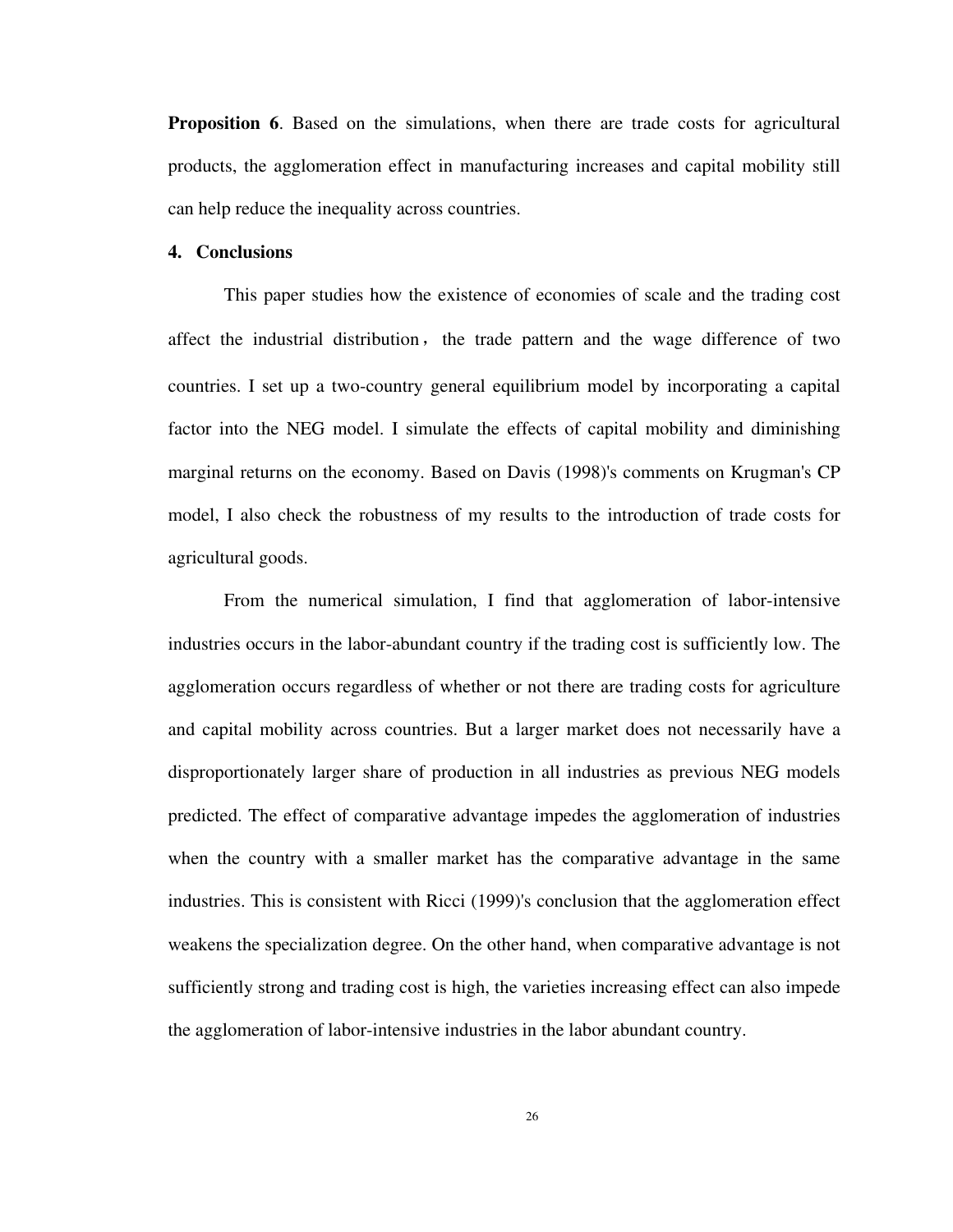**Proposition 6**. Based on the simulations, when there are trade costs for agricultural products, the agglomeration effect in manufacturing increases and capital mobility still can help reduce the inequality across countries.

## 4. Conclusions

This paper studies how the existence of economies of scale and the trading cost affect the industrial distribution, the trade pattern and the wage difference of two countries. I set up a two-country general equilibrium model by incorporating a capital factor into the NEG model. I simulate the effects of capital mobility and diminishing marginal returns on the economy. Based on Davis (1998)'s comments on Krugman's CP model, I also check the robustness of my results to the introduction of trade costs for agricultural goods.

From the numerical simulation, I find that agglomeration of labor-intensive industries occurs in the labor-abundant country if the trading cost is sufficiently low. The agglomeration occurs regardless of whether or not there are trading costs for agriculture and capital mobility across countries. But a larger market does not necessarily have a disproportionately larger share of production in all industries as previous NEG models predicted. The effect of comparative advantage impedes the agglomeration of industries when the country with a smaller market has the comparative advantage in the same industries. This is consistent with Ricci (1999)'s conclusion that the agglomeration effect weakens the specialization degree. On the other hand, when comparative advantage is not sufficiently strong and trading cost is high, the varieties increasing effect can also impede the agglomeration of labor-intensive industries in the labor abundant country.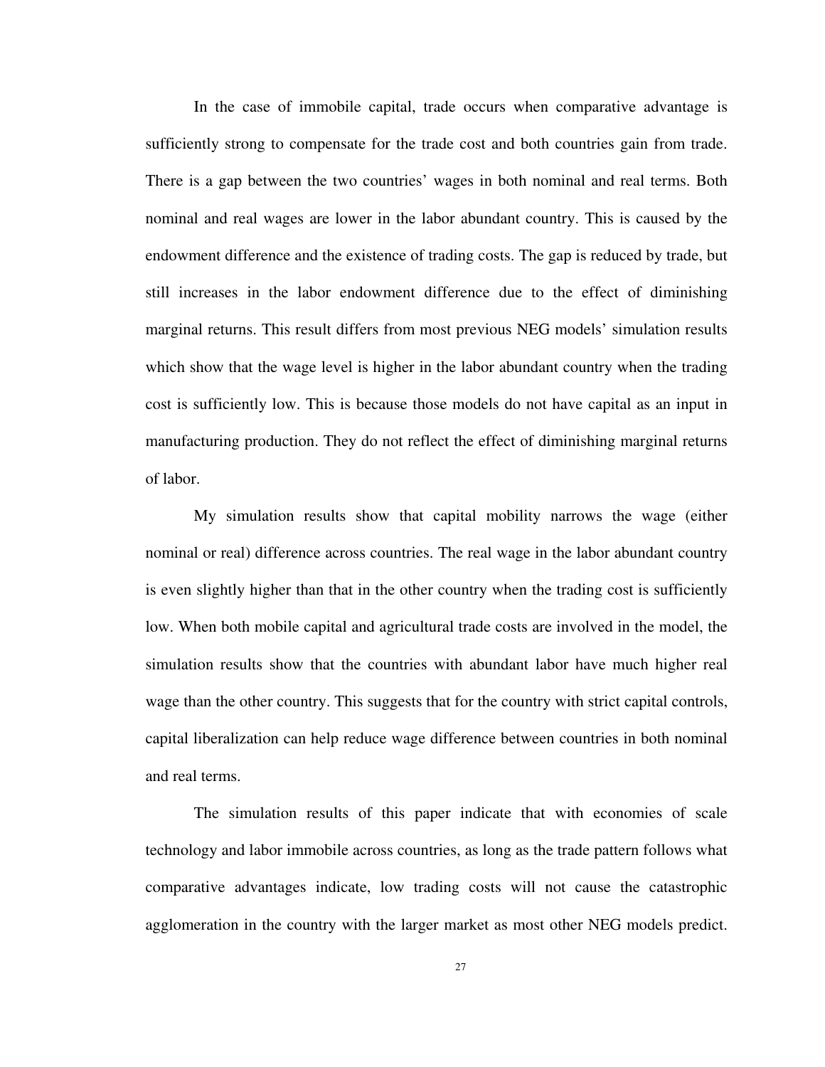In the case of immobile capital, trade occurs when comparative advantage is sufficiently strong to compensate for the trade cost and both countries gain from trade. There is a gap between the two countries' wages in both nominal and real terms. Both nominal and real wages are lower in the labor abundant country. This is caused by the endowment difference and the existence of trading costs. The gap is reduced by trade, but still increases in the labor endowment difference due to the effect of diminishing marginal returns. This result differs from most previous NEG models' simulation results which show that the wage level is higher in the labor abundant country when the trading cost is sufficiently low. This is because those models do not have capital as an input in manufacturing production. They do not reflect the effect of diminishing marginal returns of labor.

My simulation results show that capital mobility narrows the wage (either nominal or real) difference across countries. The real wage in the labor abundant country is even slightly higher than that in the other country when the trading cost is sufficiently low. When both mobile capital and agricultural trade costs are involved in the model, the simulation results show that the countries with abundant labor have much higher real wage than the other country. This suggests that for the country with strict capital controls, capital liberalization can help reduce wage difference between countries in both nominal and real terms.

The simulation results of this paper indicate that with economies of scale technology and labor immobile across countries, as long as the trade pattern follows what comparative advantages indicate, low trading costs will not cause the catastrophic agglomeration in the country with the larger market as most other NEG models predict.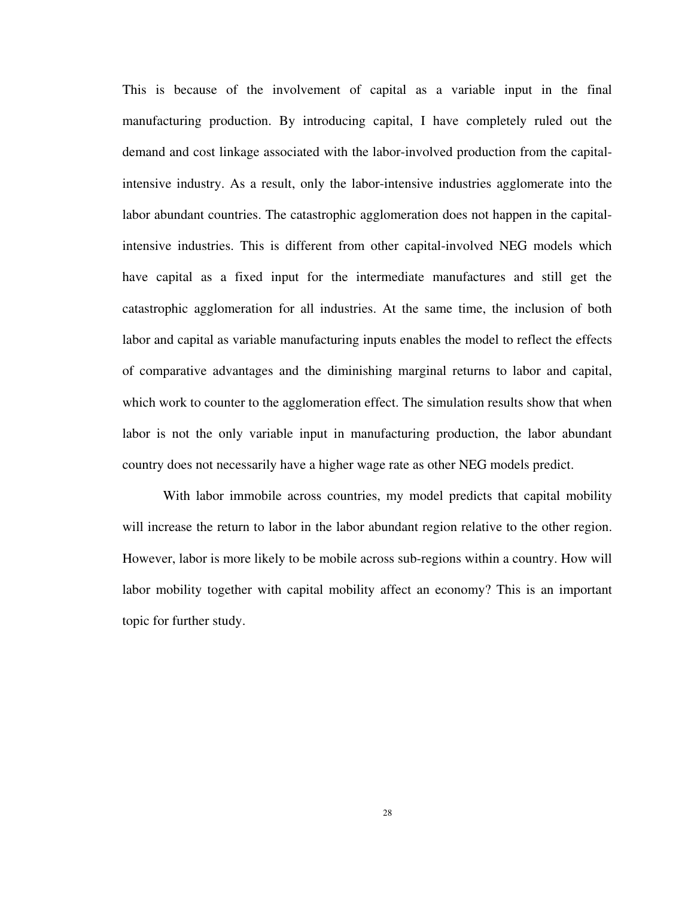This is because of the involvement of capital as a variable input in the final manufacturing production. By introducing capital, I have completely ruled out the demand and cost linkage associated with the labor-involved production from the capital-intensive industry. As a result, only the labor-intensive industries agglomerate into the labor abundant countries. The catastrophic agglomeration does not happen in the capital-intensive industries. This is different from other capital-involved NEG models which have capital as a fixed input for the intermediate manufactures and still get the catastrophic agglomeration for all industries. At the same time, the inclusion of both labor and capital as variable manufacturing inputs enables the model to reflect the effects of comparative advantages and the diminishing marginal returns to labor and capital, which work to counter to the agglomeration effect. The simulation results show that when labor is not the only variable input in manufacturing production, the labor abundant country does not necessarily have a higher wage rate as other NEG models predict.

With labor immobile across countries, my model predicts that capital mobility will increase the return to labor in the labor abundant region relative to the other region. However, labor is more likely to be mobile across sub-regions within a country. How will labor mobility together with capital mobility affect an economy? This is an important topic for further study.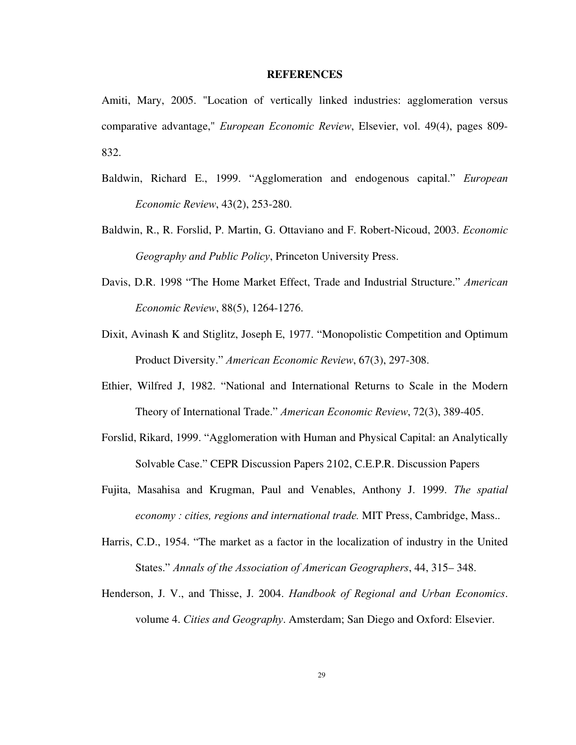## REFERENCES

Amiti, Mary, 2005. "Location of vertically linked industries: agglomeration versus comparative advantage," *European Economic Review*, Elsevier, vol. 49(4), pages 809-832.

Baldwin, Richard E., 1999. "Agglomeration and endogenous capital." *European Economic Review*, 43(2), 253-280.

Baldwin, R., R. Forslid, P. Martin, G. Ottaviano and F. Robert-Nicoud, 2003. *Economic Geography and Public Policy*, Princeton University Press.

Davis, D.R. 1998 "The Home Market Effect, Trade and Industrial Structure." *American Economic Review*, 88(5), 1264-1276.

Dixit, Avinash K and Stiglitz, Joseph E, 1977. "Monopolistic Competition and Optimum Product Diversity." *American Economic Review*, 67(3), 297-308.

Ethier, Wilfred J, 1982. "National and International Returns to Scale in the Modern Theory of International Trade." *American Economic Review*, 72(3), 389-405.

Forslid, Rikard, 1999. "Agglomeration with Human and Physical Capital: an Analytically Solvable Case." CEPR Discussion Papers 2102, C.E.P.R. Discussion Papers

Fujita, Masahisa and Krugman, Paul and Venables, Anthony J. 1999. *The spatial economy : cities, regions and international trade.* MIT Press, Cambridge, Mass..

Harris, C.D., 1954. "The market as a factor in the localization of industry in the United States." *Annals of the Association of American Geographers*, 44, 315– 348.

Henderson, J. V., and Thisse, J. 2004. *Handbook of Regional and Urban Economics*. volume 4. *Cities and Geography*. Amsterdam; San Diego and Oxford: Elsevier.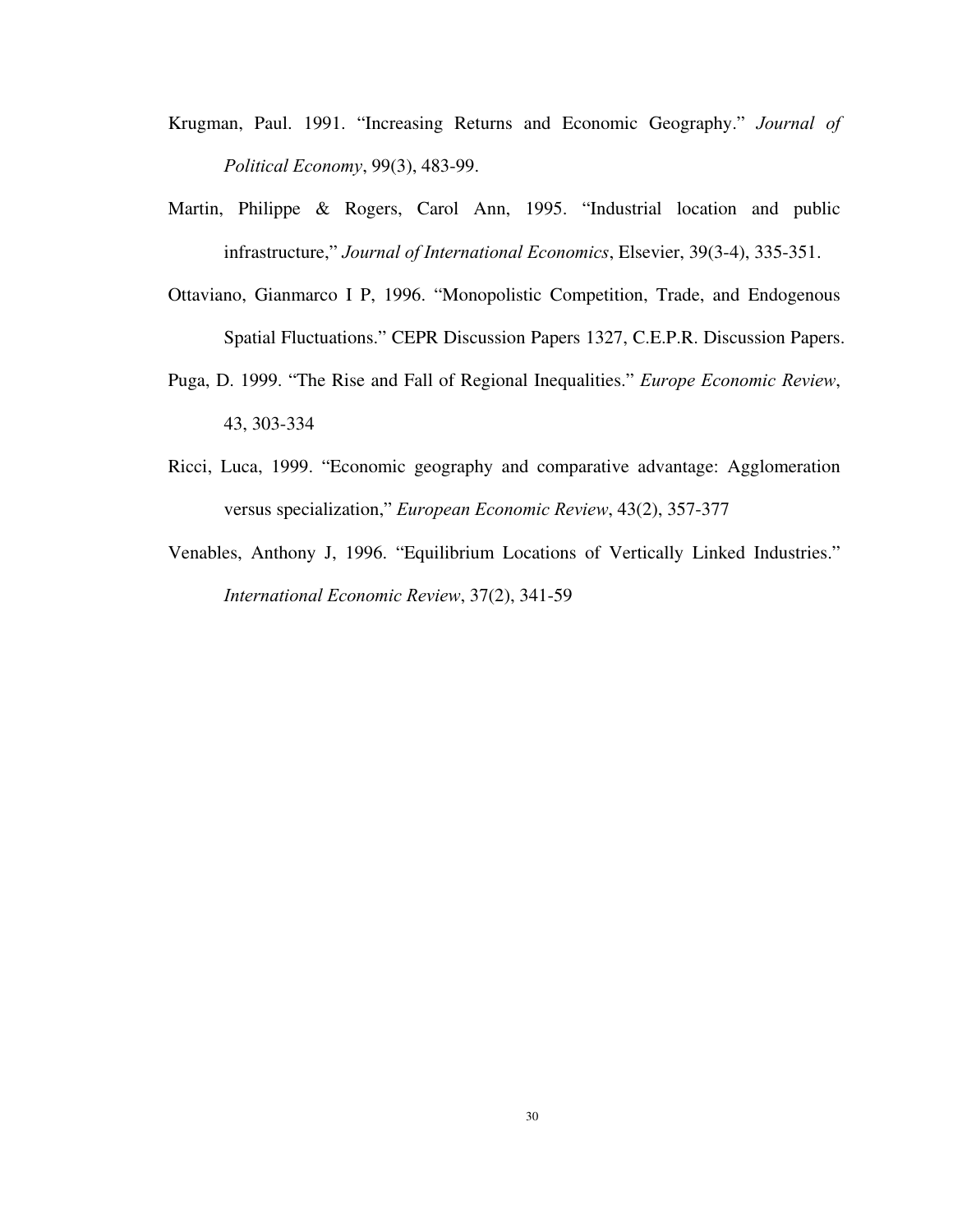Krugman, Paul. 1991. "Increasing Returns and Economic Geography." *Journal of Political Economy*, 99(3), 483-99.

Martin, Philippe & Rogers, Carol Ann, 1995. "Industrial location and public infrastructure," *Journal of International Economics*, Elsevier, 39(3-4), 335-351.

Ottaviano, Gianmarco I P, 1996. "Monopolistic Competition, Trade, and Endogenous Spatial Fluctuations." CEPR Discussion Papers 1327, C.E.P.R. Discussion Papers.

Puga, D. 1999. "The Rise and Fall of Regional Inequalities." *Europe Economic Review*, 43, 303-334

Ricci, Luca, 1999. "Economic geography and comparative advantage: Agglomeration versus specialization," *European Economic Review*, 43(2), 357-377

Venables, Anthony J, 1996. "Equilibrium Locations of Vertically Linked Industries." *International Economic Review*, 37(2), 341-59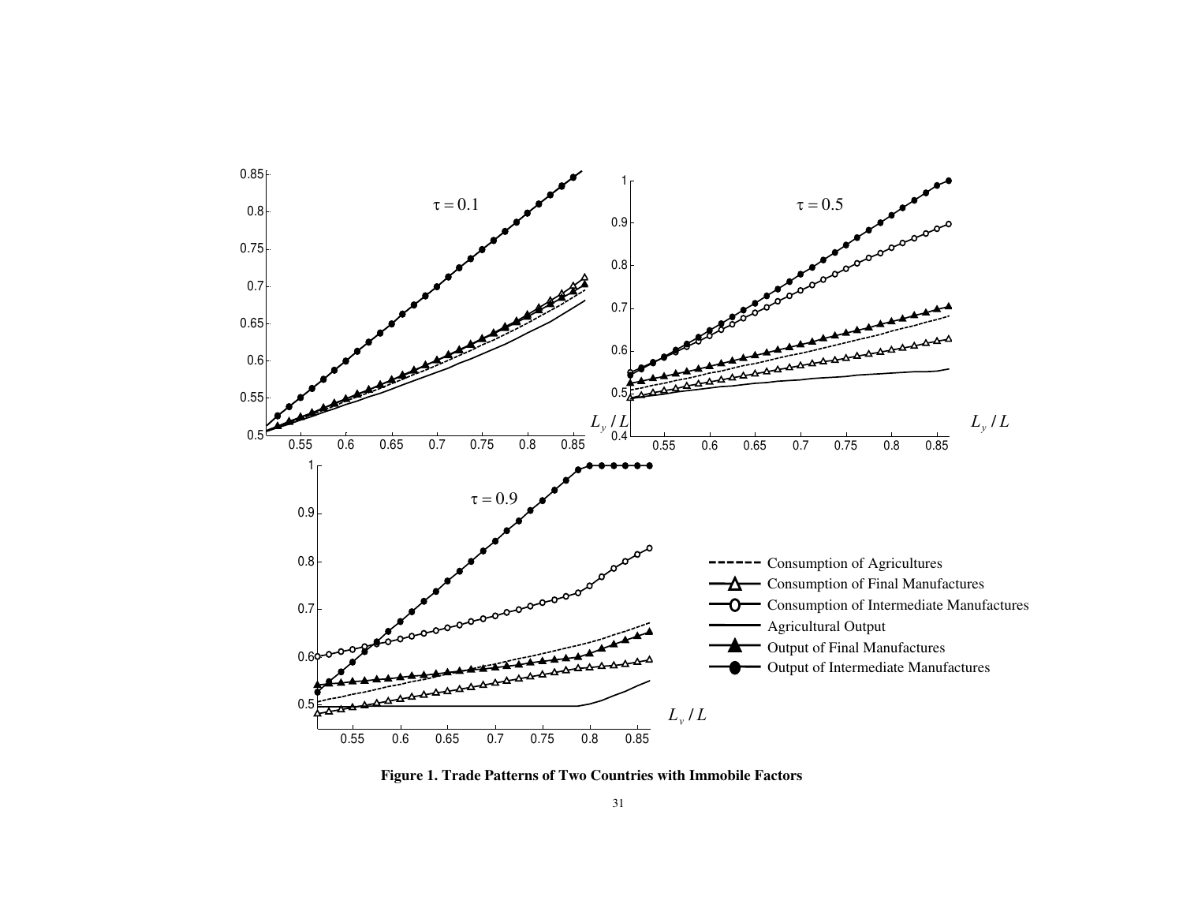**Figure 1. Trade Patterns of Two Countries with Immobile Factors**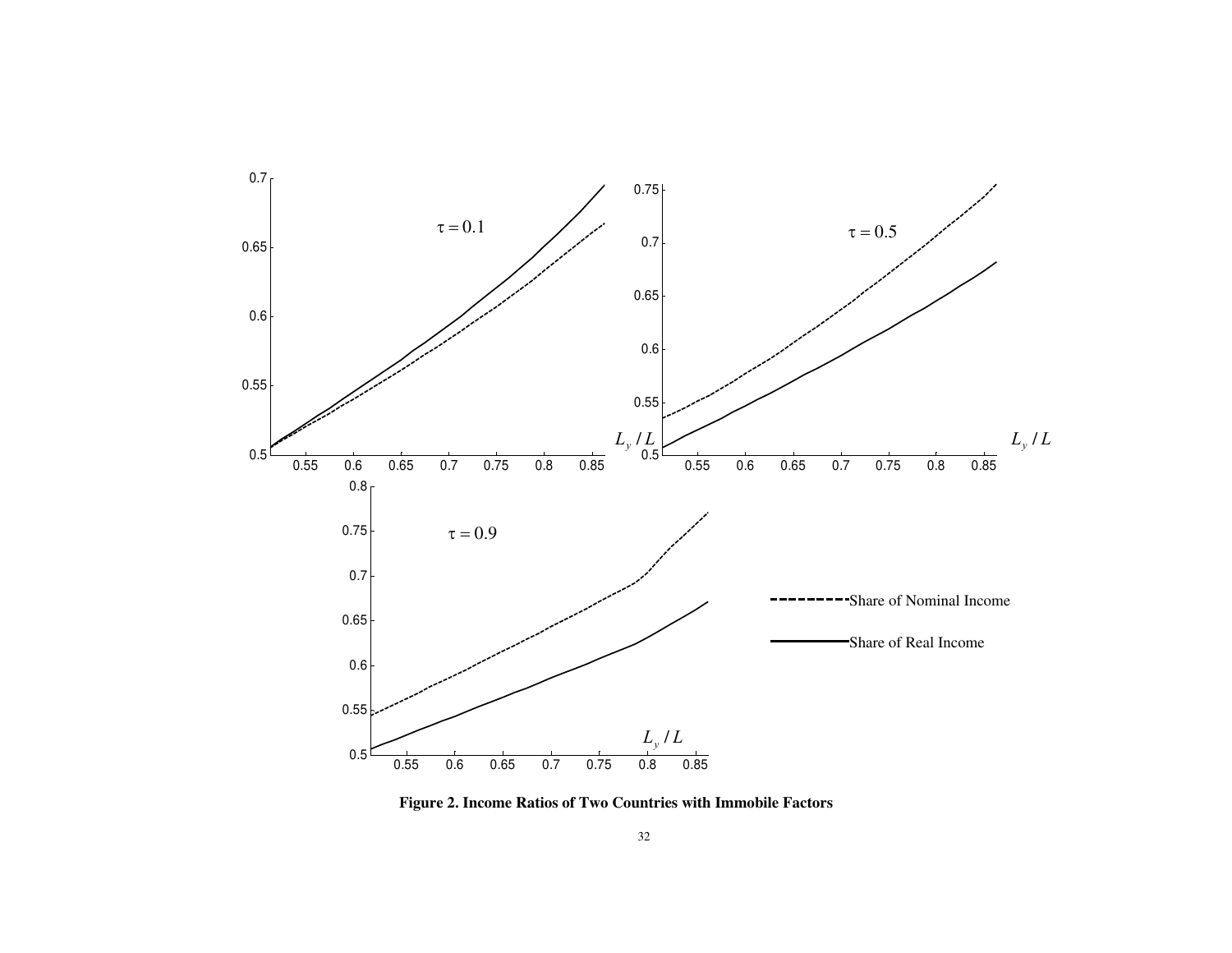**Figure 2. Income Ratios of Two Countries with Immobile Factors**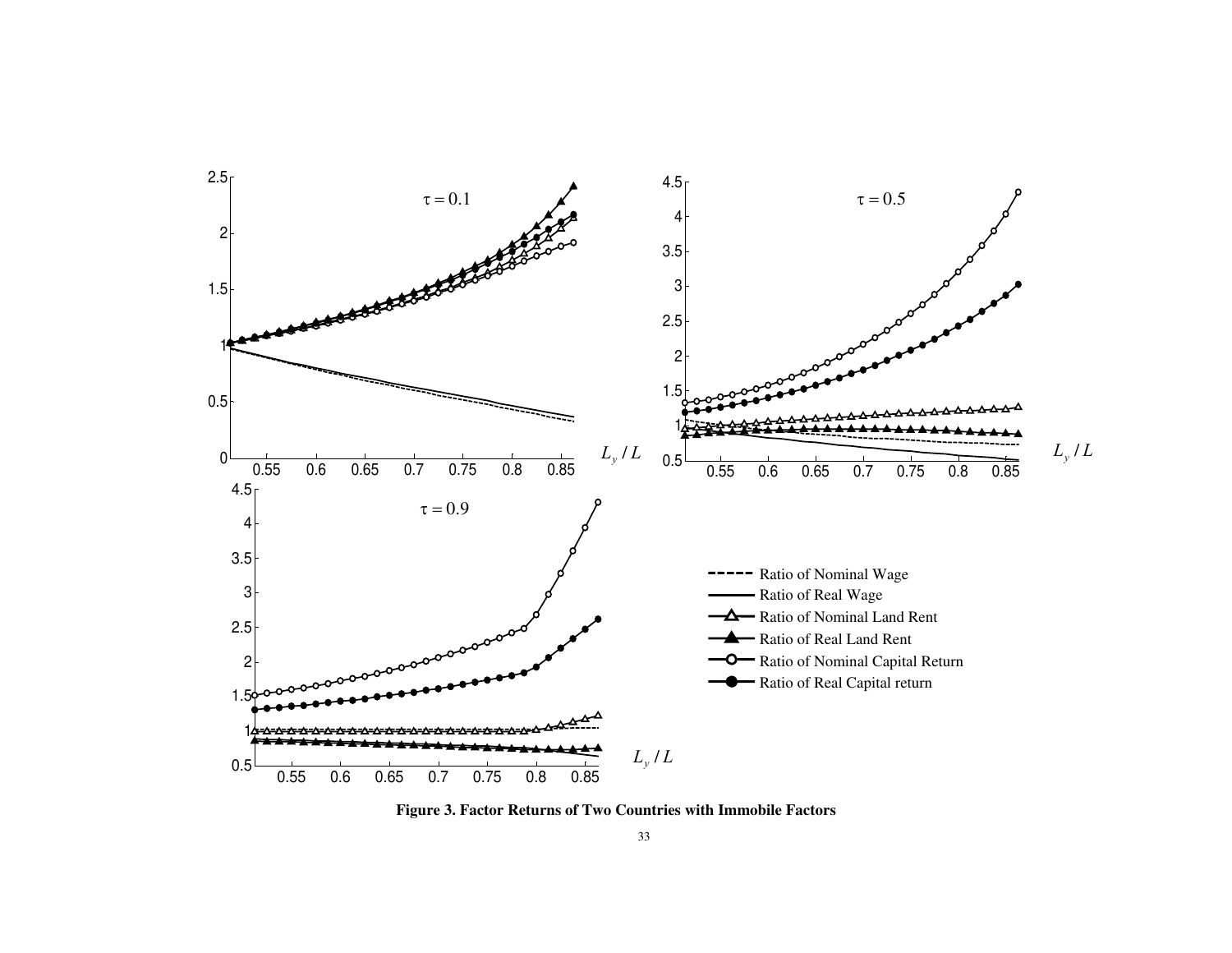**Figure 3. Factor Returns of Two Countries with Immobile Factors**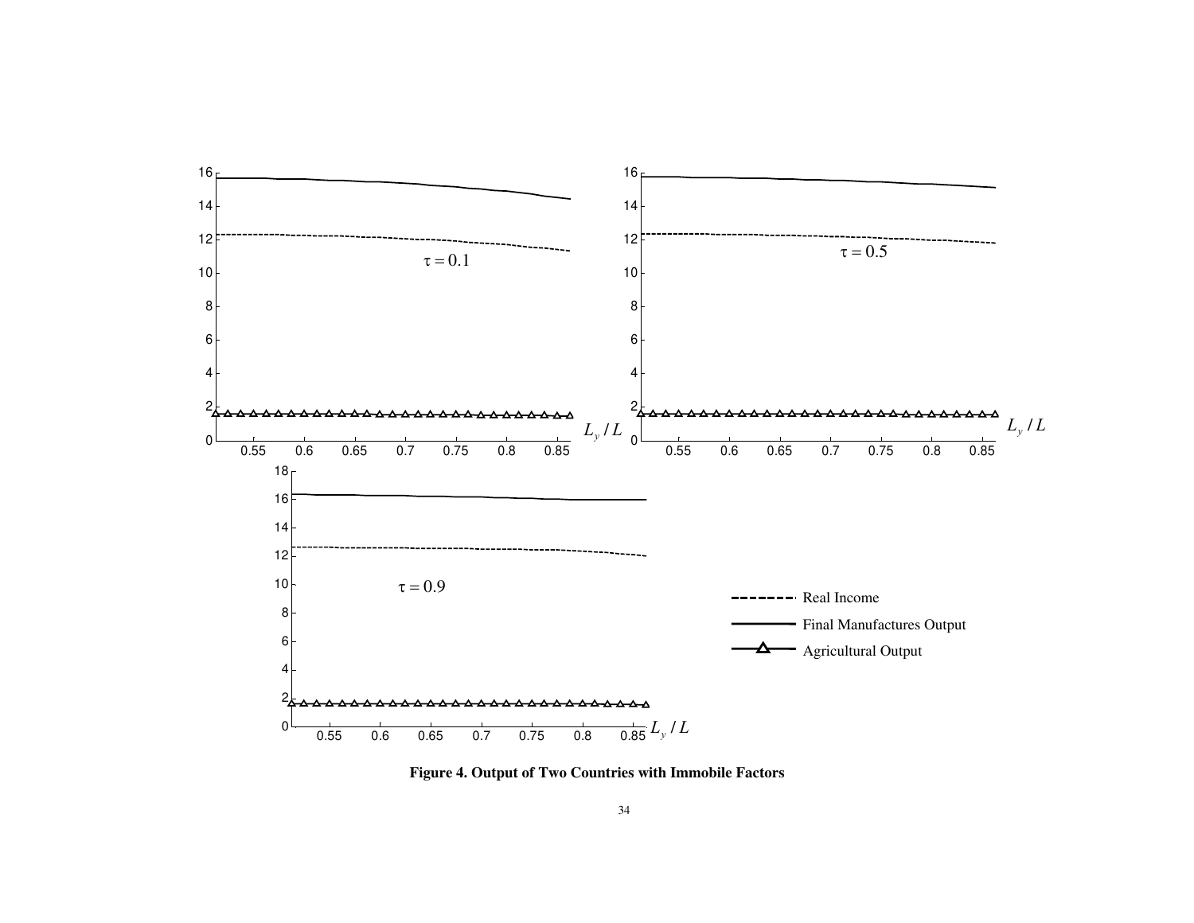**Figure 4. Output of Two Countries with Immobile Factors**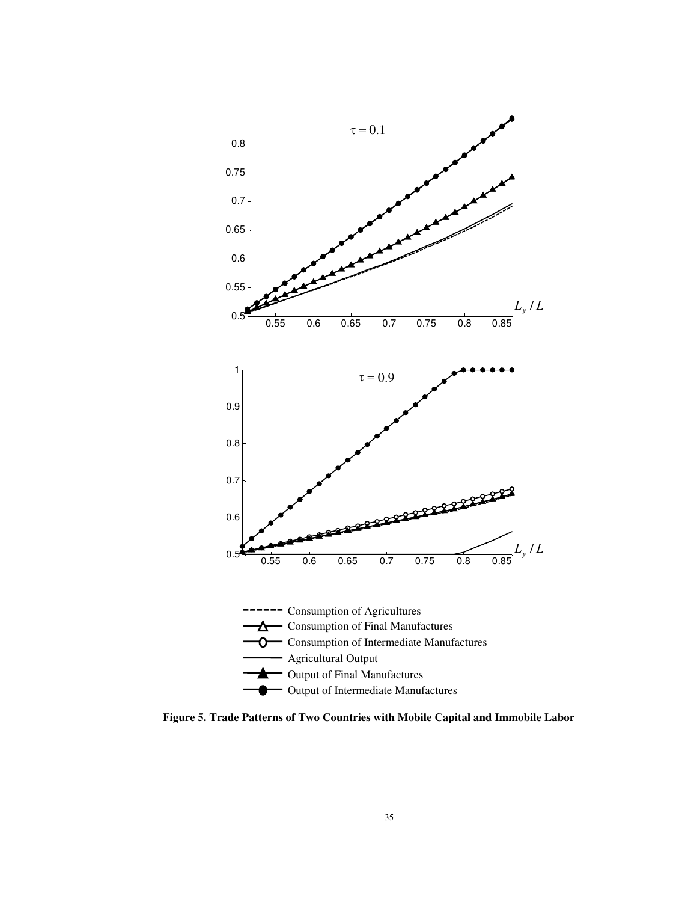**Figure 5. Trade Patterns of Two Countries with Mobile Capital and Immobile Labor**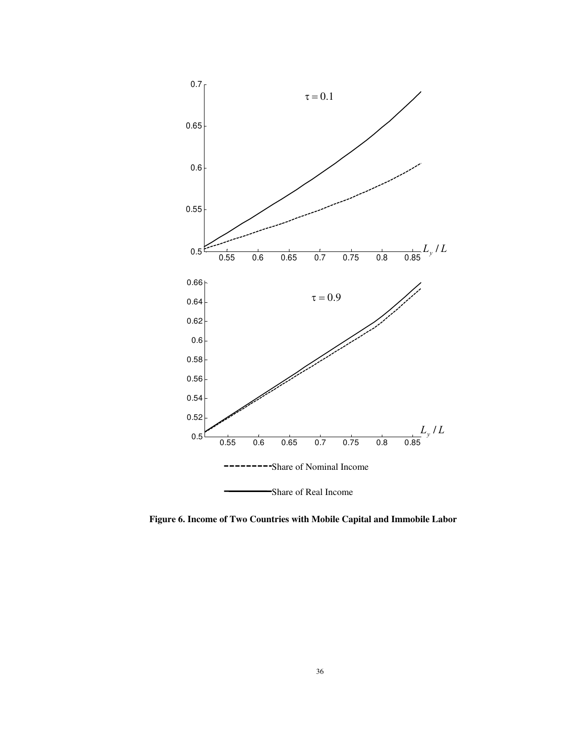**Figure 6. Income of Two Countries with Mobile Capital and Immobile Labor**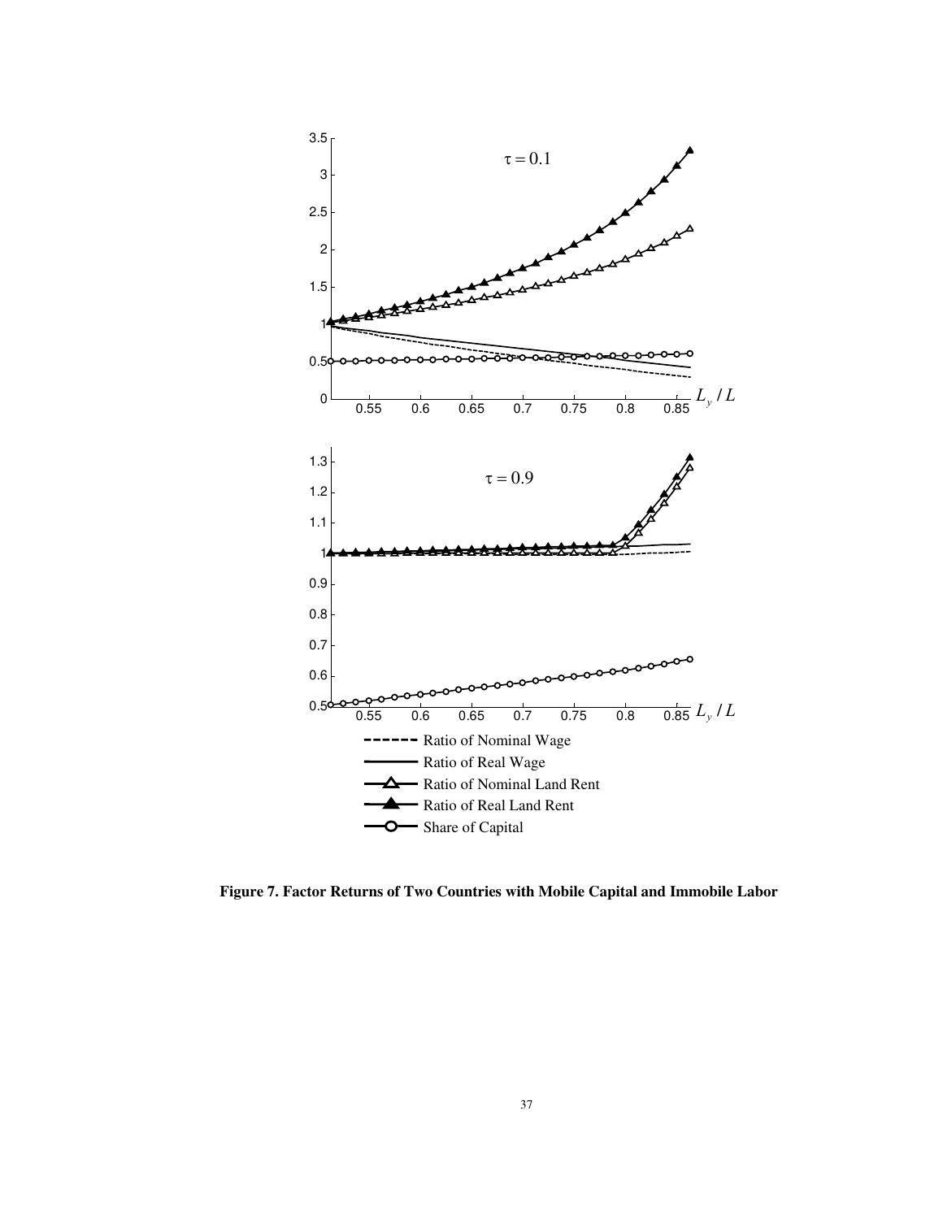**Figure 7. Factor Returns of Two Countries with Mobile Capital and Immobile Labor**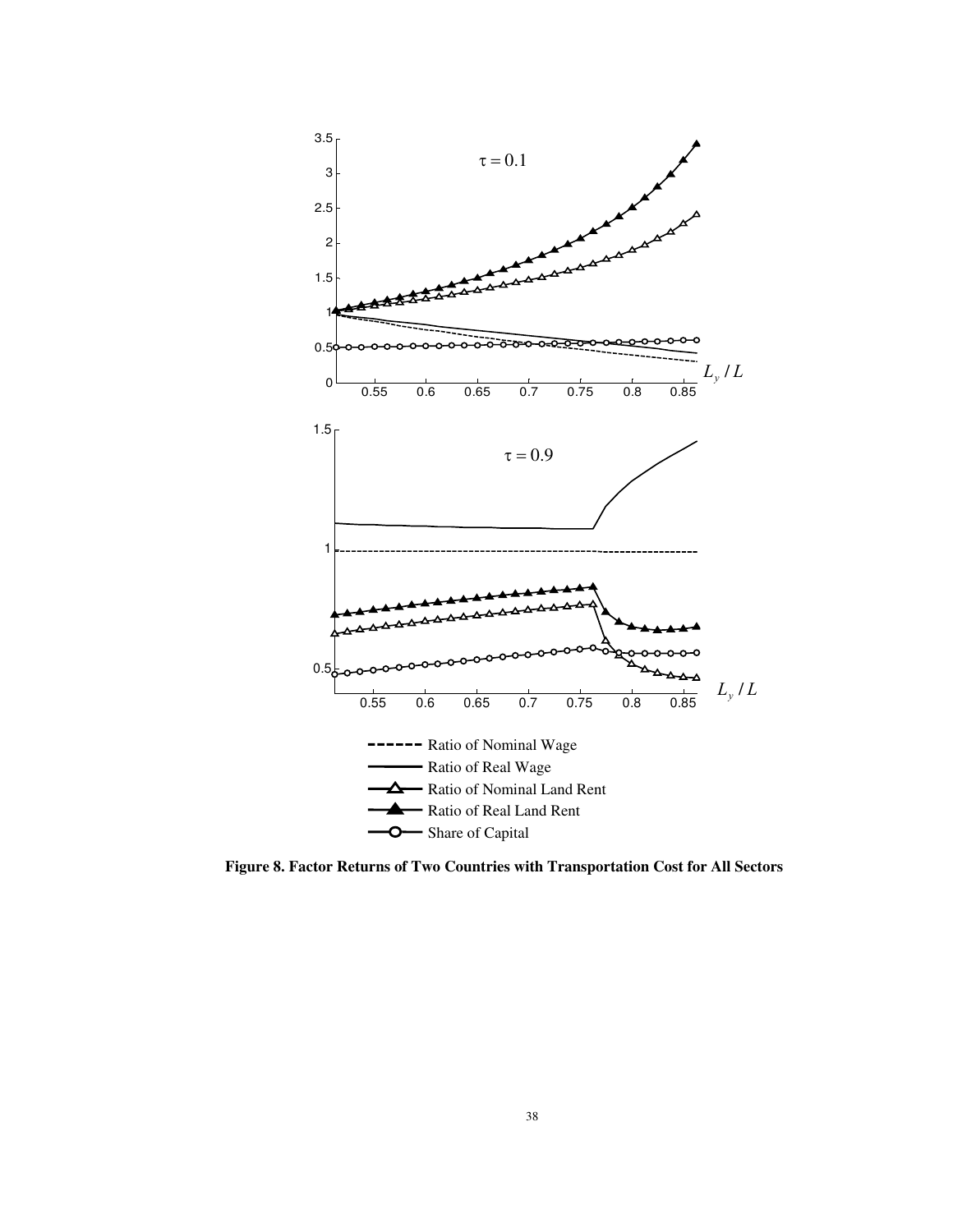**Figure 8. Factor Returns of Two Countries with Transportation Cost for All Sectors**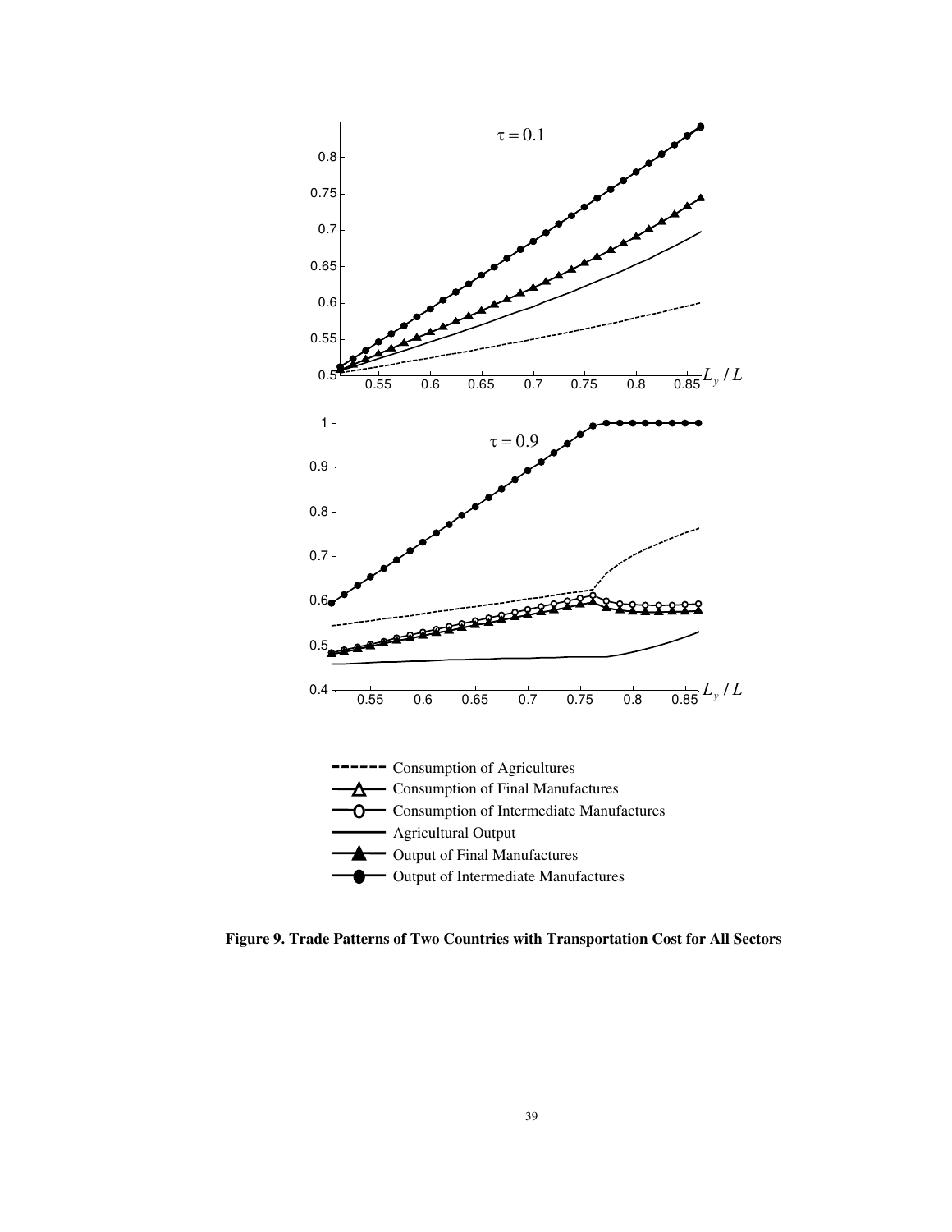$\tau = 0.1$

0.8
0.75
0.7
0.65
0.6
0.55
0.5

0.55 0.6 0.65 0.7 0.75 0.8 0.85 $L_y / L$

1
$\tau = 0.9$
0.9
0.8
0.7
0.6
0.5
0.4

0.55 0.6 0.65 0.7 0.75 0.8 0.85 $L_y / L$

Consumption of Agricultures
Consumption of Final Manufactures
Consumption of Intermediate Manufactures
Agricultural Output
Output of Final Manufactures
Output of Intermediate Manufactures

**Figure 9. Trade Patterns of Two Countries with Transportation Cost for All Sectors**